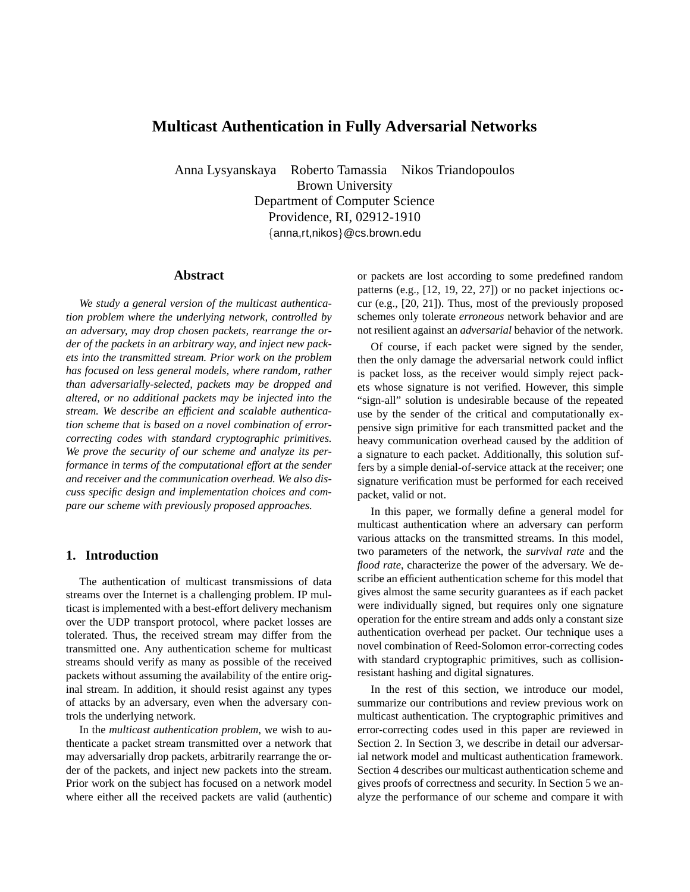# Multicast Authentication in Fully Adversarial Networks

Anna Lysyanskaya Roberto Tamassia Nikos Triandopoulos
Brown University
Department of Computer Science
Providence, RI, 02912-1910
{anna,rt,nikos}@cs.brown.edu

## Abstract

*We study a general version of the multicast authentication problem where the underlying network, controlled by an adversary, may drop chosen packets, rearrange the order of the packets in an arbitrary way, and inject new packets into the transmitted stream. Prior work on the problem has focused on less general models, where random, rather than adversarially-selected, packets may be dropped and altered, or no additional packets may be injected into the stream. We describe an efficient and scalable authentication scheme that is based on a novel combination of error-correcting codes with standard cryptographic primitives. We prove the security of our scheme and analyze its performance in terms of the computational effort at the sender and receiver and the communication overhead. We also discuss specific design and implementation choices and compare our scheme with previously proposed approaches.*

## 1. Introduction

The authentication of multicast transmissions of data streams over the Internet is a challenging problem. IP multicast is implemented with a best-effort delivery mechanism over the UDP transport protocol, where packet losses are tolerated. Thus, the received stream may differ from the transmitted one. Any authentication scheme for multicast streams should verify as many as possible of the received packets without assuming the availability of the entire original stream. In addition, it should resist against any types of attacks by an adversary, even when the adversary controls the underlying network.

In the *multicast authentication problem*, we wish to authenticate a packet stream transmitted over a network that may adversarially drop packets, arbitrarily rearrange the order of the packets, and inject new packets into the stream. Prior work on the subject has focused on a network model where either all the received packets are valid (authentic) or packets are lost according to some predefined random patterns (e.g., [12, 19, 22, 27]) or no packet injections occur (e.g., [20, 21]). Thus, most of the previously proposed schemes only tolerate *erroneous* network behavior and are not resilient against an *adversarial* behavior of the network.

Of course, if each packet were signed by the sender, then the only damage the adversarial network could inflict is packet loss, as the receiver would simply reject packets whose signature is not verified. However, this simple "sign-all" solution is undesirable because of the repeated use by the sender of the critical and computationally expensive sign primitive for each transmitted packet and the heavy communication overhead caused by the addition of a signature to each packet. Additionally, this solution suffers by a simple denial-of-service attack at the receiver; one signature verification must be performed for each received packet, valid or not.

In this paper, we formally define a general model for multicast authentication where an adversary can perform various attacks on the transmitted streams. In this model, two parameters of the network, the *survival rate* and the *flood rate*, characterize the power of the adversary. We describe an efficient authentication scheme for this model that gives almost the same security guarantees as if each packet were individually signed, but requires only one signature operation for the entire stream and adds only a constant size authentication overhead per packet. Our technique uses a novel combination of Reed-Solomon error-correcting codes with standard cryptographic primitives, such as collision-resistant hashing and digital signatures.

In the rest of this section, we introduce our model, summarize our contributions and review previous work on multicast authentication. The cryptographic primitives and error-correcting codes used in this paper are reviewed in Section 2. In Section 3, we describe in detail our adversarial network model and multicast authentication framework. Section 4 describes our multicast authentication scheme and gives proofs of correctness and security. In Section 5 we analyze the performance of our scheme and compare it with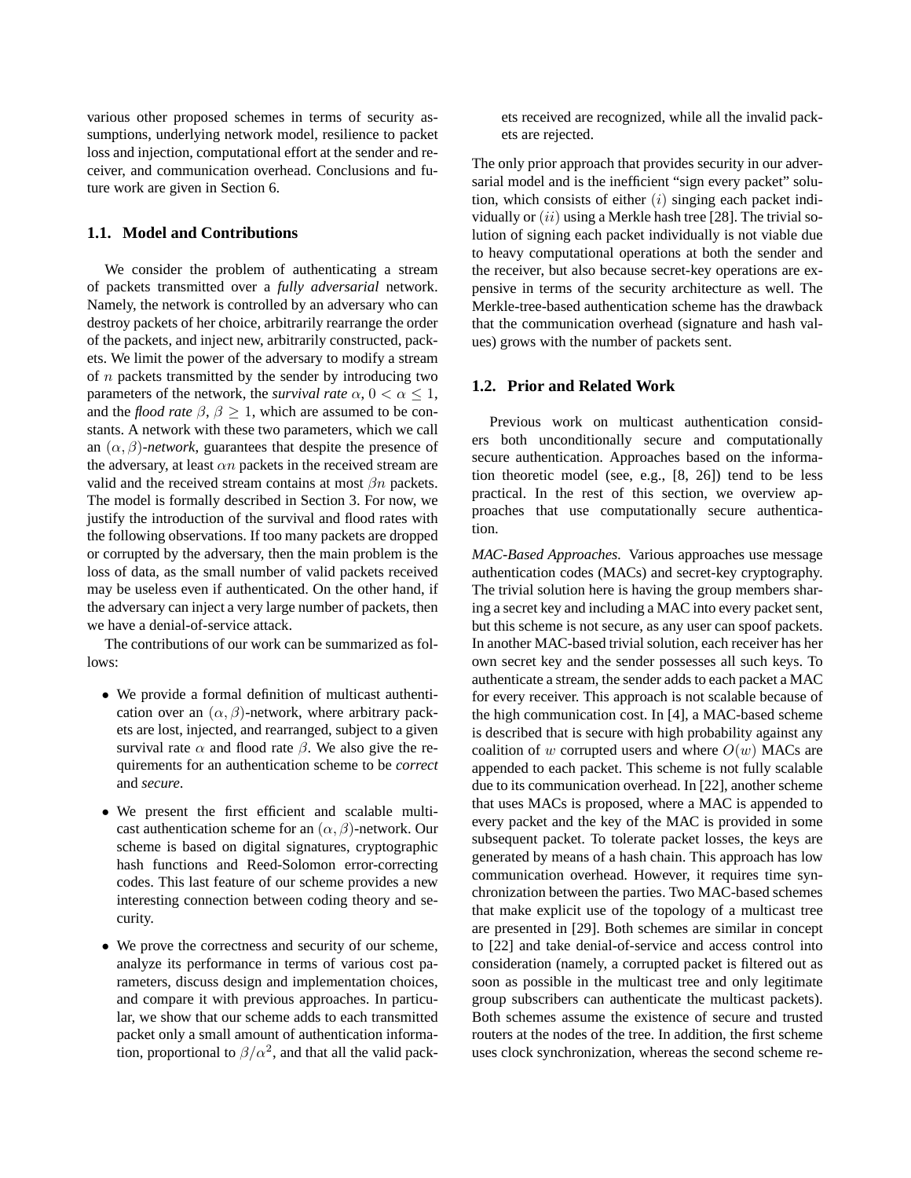various other proposed schemes in terms of security assumptions, underlying network model, resilience to packet loss and injection, computational effort at the sender and receiver, and communication overhead. Conclusions and future work are given in Section 6.

### 1.1. Model and Contributions

We consider the problem of authenticating a stream of packets transmitted over a *fully adversarial* network. Namely, the network is controlled by an adversary who can destroy packets of her choice, arbitrarily rearrange the order of the packets, and inject new, arbitrarily constructed, packets. We limit the power of the adversary to modify a stream of $n$ packets transmitted by the sender by introducing two parameters of the network, the *survival rate* $\alpha$, $0 < \alpha \leq 1$, and the *flood rate* $\beta$, $\beta \geq 1$, which are assumed to be constants. A network with these two parameters, which we call an $(\alpha, \beta)$*-network*, guarantees that despite the presence of the adversary, at least $\alpha n$ packets in the received stream are valid and the received stream contains at most $\beta n$ packets. The model is formally described in Section 3. For now, we justify the introduction of the survival and flood rates with the following observations. If too many packets are dropped or corrupted by the adversary, then the main problem is the loss of data, as the small number of valid packets received may be useless even if authenticated. On the other hand, if the adversary can inject a very large number of packets, then we have a denial-of-service attack.

The contributions of our work can be summarized as follows:

- We provide a formal definition of multicast authentication over an $(\alpha, \beta)$-network, where arbitrary packets are lost, injected, and rearranged, subject to a given survival rate $\alpha$ and flood rate $\beta$. We also give the requirements for an authentication scheme to be *correct* and *secure*.
- We present the first efficient and scalable multicast authentication scheme for an $(\alpha, \beta)$-network. Our scheme is based on digital signatures, cryptographic hash functions and Reed-Solomon error-correcting codes. This last feature of our scheme provides a new interesting connection between coding theory and security.
- We prove the correctness and security of our scheme, analyze its performance in terms of various cost parameters, discuss design and implementation choices, and compare it with previous approaches. In particular, we show that our scheme adds to each transmitted packet only a small amount of authentication information, proportional to $\beta/\alpha^2$, and that all the valid packets received are recognized, while all the invalid packets are rejected.

The only prior approach that provides security in our adversarial model and is the inefficient "sign every packet" solution, which consists of either $(i)$ singing each packet individually or $(ii)$ using a Merkle hash tree [28]. The trivial solution of signing each packet individually is not viable due to heavy computational operations at both the sender and the receiver, but also because secret-key operations are expensive in terms of the security architecture as well. The Merkle-tree-based authentication scheme has the drawback that the communication overhead (signature and hash values) grows with the number of packets sent.

### 1.2. Prior and Related Work

Previous work on multicast authentication considers both unconditionally secure and computationally secure authentication. Approaches based on the information theoretic model (see, e.g., [8, 26]) tend to be less practical. In the rest of this section, we overview approaches that use computationally secure authentication.

*MAC-Based Approaches.* Various approaches use message authentication codes (MACs) and secret-key cryptography. The trivial solution here is having the group members sharing a secret key and including a MAC into every packet sent, but this scheme is not secure, as any user can spoof packets. In another MAC-based trivial solution, each receiver has her own secret key and the sender possesses all such keys. To authenticate a stream, the sender adds to each packet a MAC for every receiver. This approach is not scalable because of the high communication cost. In [4], a MAC-based scheme is described that is secure with high probability against any coalition of $w$ corrupted users and where $O(w)$ MACs are appended to each packet. This scheme is not fully scalable due to its communication overhead. In [22], another scheme that uses MACs is proposed, where a MAC is appended to every packet and the key of the MAC is provided in some subsequent packet. To tolerate packet losses, the keys are generated by means of a hash chain. This approach has low communication overhead. However, it requires time synchronization between the parties. Two MAC-based schemes that make explicit use of the topology of a multicast tree are presented in [29]. Both schemes are similar in concept to [22] and take denial-of-service and access control into consideration (namely, a corrupted packet is filtered out as soon as possible in the multicast tree and only legitimate group subscribers can authenticate the multicast packets). Both schemes assume the existence of secure and trusted routers at the nodes of the tree. In addition, the first scheme uses clock synchronization, whereas the second scheme re-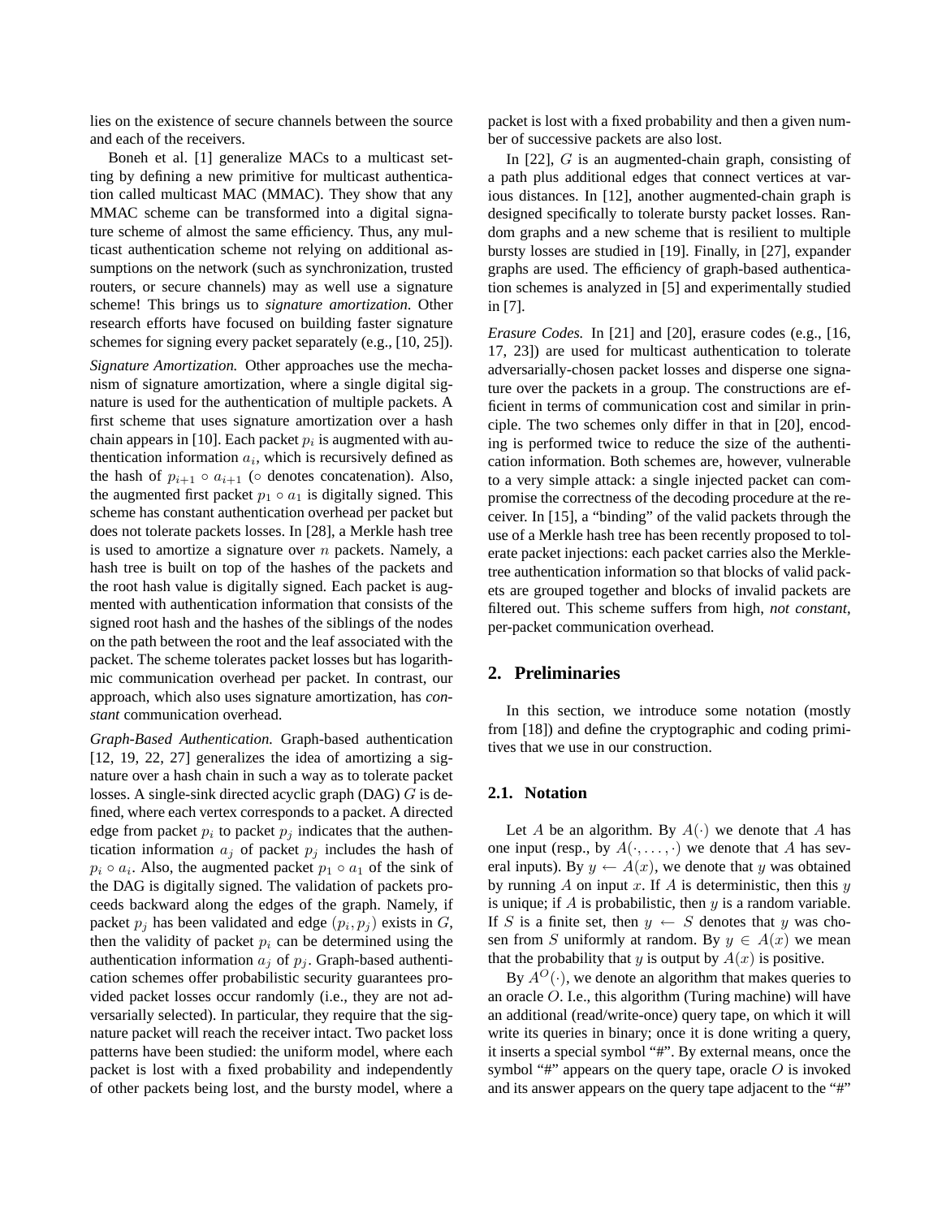lies on the existence of secure channels between the source and each of the receivers.

Boneh et al. [1] generalize MACs to a multicast setting by defining a new primitive for multicast authentication called multicast MAC (MMAC). They show that any MMAC scheme can be transformed into a digital signature scheme of almost the same efficiency. Thus, any multicast authentication scheme not relying on additional assumptions on the network (such as synchronization, trusted routers, or secure channels) may as well use a signature scheme! This brings us to *signature amortization*. Other research efforts have focused on building faster signature schemes for signing every packet separately (e.g., [10, 25]).

*Signature Amortization.* Other approaches use the mechanism of signature amortization, where a single digital signature is used for the authentication of multiple packets. A first scheme that uses signature amortization over a hash chain appears in [10]. Each packet $p_i$ is augmented with authentication information $a_i$, which is recursively defined as the hash of $p_{i+1} \circ a_{i+1}$ ($\circ$ denotes concatenation). Also, the augmented first packet $p_1 \circ a_1$ is digitally signed. This scheme has constant authentication overhead per packet but does not tolerate packets losses. In [28], a Merkle hash tree is used to amortize a signature over $n$ packets. Namely, a hash tree is built on top of the hashes of the packets and the root hash value is digitally signed. Each packet is augmented with authentication information that consists of the signed root hash and the hashes of the siblings of the nodes on the path between the root and the leaf associated with the packet. The scheme tolerates packet losses but has logarithmic communication overhead per packet. In contrast, our approach, which also uses signature amortization, has *constant* communication overhead.

*Graph-Based Authentication.* Graph-based authentication [12, 19, 22, 27] generalizes the idea of amortizing a signature over a hash chain in such a way as to tolerate packet losses. A single-sink directed acyclic graph (DAG) $G$ is defined, where each vertex corresponds to a packet. A directed edge from packet $p_i$ to packet $p_j$ indicates that the authentication information $a_j$ of packet $p_j$ includes the hash of $p_i \circ a_i$. Also, the augmented packet $p_1 \circ a_1$ of the sink of the DAG is digitally signed. The validation of packets proceeds backward along the edges of the graph. Namely, if packet $p_j$ has been validated and edge $(p_i, p_j)$ exists in $G$, then the validity of packet $p_i$ can be determined using the authentication information $a_j$ of $p_j$. Graph-based authentication schemes offer probabilistic security guarantees provided packet losses occur randomly (i.e., they are not adversarially selected). In particular, they require that the signature packet will reach the receiver intact. Two packet loss patterns have been studied: the uniform model, where each packet is lost with a fixed probability and independently of other packets being lost, and the bursty model, where a packet is lost with a fixed probability and then a given number of successive packets are also lost.

In [22], $G$ is an augmented-chain graph, consisting of a path plus additional edges that connect vertices at various distances. In [12], another augmented-chain graph is designed specifically to tolerate bursty packet losses. Random graphs and a new scheme that is resilient to multiple bursty losses are studied in [19]. Finally, in [27], expander graphs are used. The efficiency of graph-based authentication schemes is analyzed in [5] and experimentally studied in [7].

*Erasure Codes.* In [21] and [20], erasure codes (e.g., [16, 17, 23]) are used for multicast authentication to tolerate adversarially-chosen packet losses and disperse one signature over the packets in a group. The constructions are efficient in terms of communication cost and similar in principle. The two schemes only differ in that in [20], encoding is performed twice to reduce the size of the authentication information. Both schemes are, however, vulnerable to a very simple attack: a single injected packet can compromise the correctness of the decoding procedure at the receiver. In [15], a "binding" of the valid packets through the use of a Merkle hash tree has been recently proposed to tolerate packet injections: each packet carries also the Merkle-tree authentication information so that blocks of valid packets are grouped together and blocks of invalid packets are filtered out. This scheme suffers from high, *not constant*, per-packet communication overhead.

## 2. Preliminaries

In this section, we introduce some notation (mostly from [18]) and define the cryptographic and coding primitives that we use in our construction.

### 2.1. Notation

Let $A$ be an algorithm. By $A(\cdot)$ we denote that $A$ has one input (resp., by $A(\cdot, \ldots, \cdot)$ we denote that $A$ has several inputs). By $y \leftarrow A(x)$, we denote that $y$ was obtained by running $A$ on input $x$. If $A$ is deterministic, then this $y$ is unique; if $A$ is probabilistic, then $y$ is a random variable. If $S$ is a finite set, then $y \leftarrow S$ denotes that $y$ was chosen from $S$ uniformly at random. By $y \in A(x)$ we mean that the probability that $y$ is output by $A(x)$ is positive.

By $A^O(\cdot)$, we denote an algorithm that makes queries to an oracle $O$. I.e., this algorithm (Turing machine) will have an additional (read/write-once) query tape, on which it will write its queries in binary; once it is done writing a query, it inserts a special symbol "#". By external means, once the symbol "#" appears on the query tape, oracle $O$ is invoked and its answer appears on the query tape adjacent to the "#"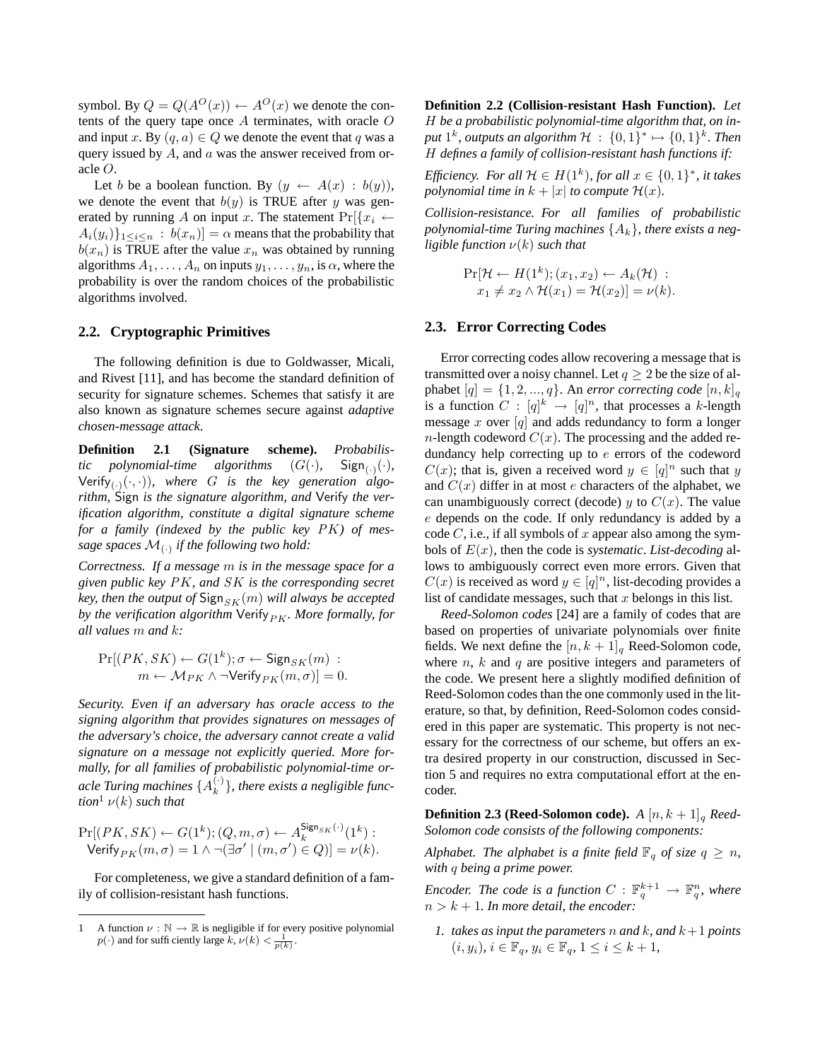symbol. By $Q = Q(A^O(x)) \leftarrow A^O(x)$ we denote the contents of the query tape once $A$ terminates, with oracle $O$ and input $x$. By $(q, a) \in Q$ we denote the event that $q$ was a query issued by $A$, and $a$ was the answer received from oracle $O$.

Let $b$ be a boolean function. By $(y \leftarrow A(x) : b(y))$, we denote the event that $b(y)$ is TRUE after $y$ was generated by running $A$ on input $x$. The statement $\Pr[\{x_i \leftarrow A_i(y_i)\}_{1\leq i\leq n} : b(x_n)] = \alpha$ means that the probability that $b(x_n)$ is TRUE after the value $x_n$ was obtained by running algorithms $A_1, \ldots, A_n$ on inputs $y_1, \ldots, y_n$, is $\alpha$, where the probability is over the random choices of the probabilistic algorithms involved.

## 2.2. Cryptographic Primitives

The following definition is due to Goldwasser, Micali, and Rivest [11], and has become the standard definition of security for signature schemes. Schemes that satisfy it are also known as signature schemes secure against *adaptive chosen-message attack*.

**Definition 2.1 (Signature scheme).** *Probabilistic polynomial-time algorithms $(G(\cdot), \mathsf{Sign}_{(\cdot)}(\cdot), \mathsf{Verify}_{(\cdot)}(\cdot,\cdot))$, where $G$ is the key generation algorithm, Sign is the signature algorithm, and Verify the verification algorithm, constitute a digital signature scheme for a family (indexed by the public key $PK$) of message spaces $\mathcal{M}_{(\cdot)}$ if the following two hold:*

*Correctness. If a message $m$ is in the message space for a given public key $PK$, and $SK$ is the corresponding secret key, then the output of $\mathsf{Sign}_{SK}(m)$ will always be accepted by the verification algorithm $\mathsf{Verify}_{PK}$. More formally, for all values $m$ and $k$:*

$$\Pr[(PK, SK) \leftarrow G(1^k); \sigma \leftarrow \mathsf{Sign}_{SK}(m) : m \leftarrow \mathcal{M}_{PK} \wedge \neg\mathsf{Verify}_{PK}(m, \sigma)] = 0.$$

*Security. Even if an adversary has oracle access to the signing algorithm that provides signatures on messages of the adversary's choice, the adversary cannot create a valid signature on a message not explicitly queried. More formally, for all families of probabilistic polynomial-time oracle Turing machines $\{A_k^{(\cdot)}\}$, there exists a negligible function[1] $\nu(k)$ such that*

$$\Pr[(PK, SK) \leftarrow G(1^k); (Q, m, \sigma) \leftarrow A_k^{\mathsf{Sign}_{SK}(\cdot)}(1^k) : \mathsf{Verify}_{PK}(m, \sigma) = 1 \wedge \neg(\exists\sigma' \mid (m, \sigma') \in Q)] = \nu(k).$$

For completeness, we give a standard definition of a family of collision-resistant hash functions.

[1] A function $\nu : \mathbb{N} \rightarrow \mathbb{R}$ is negligible if for every positive polynomial $p(\cdot)$ and for sufficiently large $k$, $\nu(k) < \frac{1}{p(k)}$.

**Definition 2.2 (Collision-resistant Hash Function).** *Let $H$ be a probabilistic polynomial-time algorithm that, on input $1^k$, outputs an algorithm $\mathcal{H} : \{0,1\}^* \mapsto \{0,1\}^k$. Then $H$ defines a family of collision-resistant hash functions if:*

*Efficiency. For all $\mathcal{H} \in H(1^k)$, for all $x \in \{0,1\}^*$, it takes polynomial time in $k + |x|$ to compute $\mathcal{H}(x)$.*

*Collision-resistance. For all families of probabilistic polynomial-time Turing machines $\{A_k\}$, there exists a negligible function $\nu(k)$ such that*

$$\Pr[\mathcal{H} \leftarrow H(1^k); (x_1, x_2) \leftarrow A_k(\mathcal{H}) : x_1 \neq x_2 \wedge \mathcal{H}(x_1) = \mathcal{H}(x_2)] = \nu(k).$$

## 2.3. Error Correcting Codes

Error correcting codes allow recovering a message that is transmitted over a noisy channel. Let $q \geq 2$ be the size of alphabet $[q] = \{1, 2, ..., q\}$. An *error correcting code* $[n, k]_q$ is a function $C : [q]^k \rightarrow [q]^n$, that processes a $k$-length message $x$ over $[q]$ and adds redundancy to form a longer $n$-length codeword $C(x)$. The processing and the added redundancy help correcting up to $e$ errors of the codeword $C(x)$; that is, given a received word $y \in [q]^n$ such that $y$ and $C(x)$ differ in at most $e$ characters of the alphabet, we can unambiguously correct (decode) $y$ to $C(x)$. The value $e$ depends on the code. If only redundancy is added by a code $C$, i.e., if all symbols of $x$ appear also among the symbols of $E(x)$, then the code is *systematic*. *List-decoding* allows to ambiguously correct even more errors. Given that $C(x)$ is received as word $y \in [q]^n$, list-decoding provides a list of candidate messages, such that $x$ belongs in this list.

*Reed-Solomon codes* [24] are a family of codes that are based on properties of univariate polynomials over finite fields. We next define the $[n, k+1]_q$ Reed-Solomon code, where $n$, $k$ and $q$ are positive integers and parameters of the code. We present here a slightly modified definition of Reed-Solomon codes than the one commonly used in the literature, so that, by definition, Reed-Solomon codes considered in this paper are systematic. This property is not necessary for the correctness of our scheme, but offers an extra desired property in our construction, discussed in Section 5 and requires no extra computational effort at the encoder.

**Definition 2.3 (Reed-Solomon code).** *A $[n, k+1]_q$ Reed-Solomon code consists of the following components:*

*Alphabet. The alphabet is a finite field $\mathbb{F}_q$ of size $q \geq n$, with $q$ being a prime power.*

*Encoder. The code is a function $C : \mathbb{F}_q^{k+1} \rightarrow \mathbb{F}_q^n$, where $n > k+1$. In more detail, the encoder:*

1. *takes as input the parameters $n$ and $k$, and $k+1$ points $(i, y_i)$, $i \in \mathbb{F}_q$, $y_i \in \mathbb{F}_q$, $1 \leq i \leq k+1$,*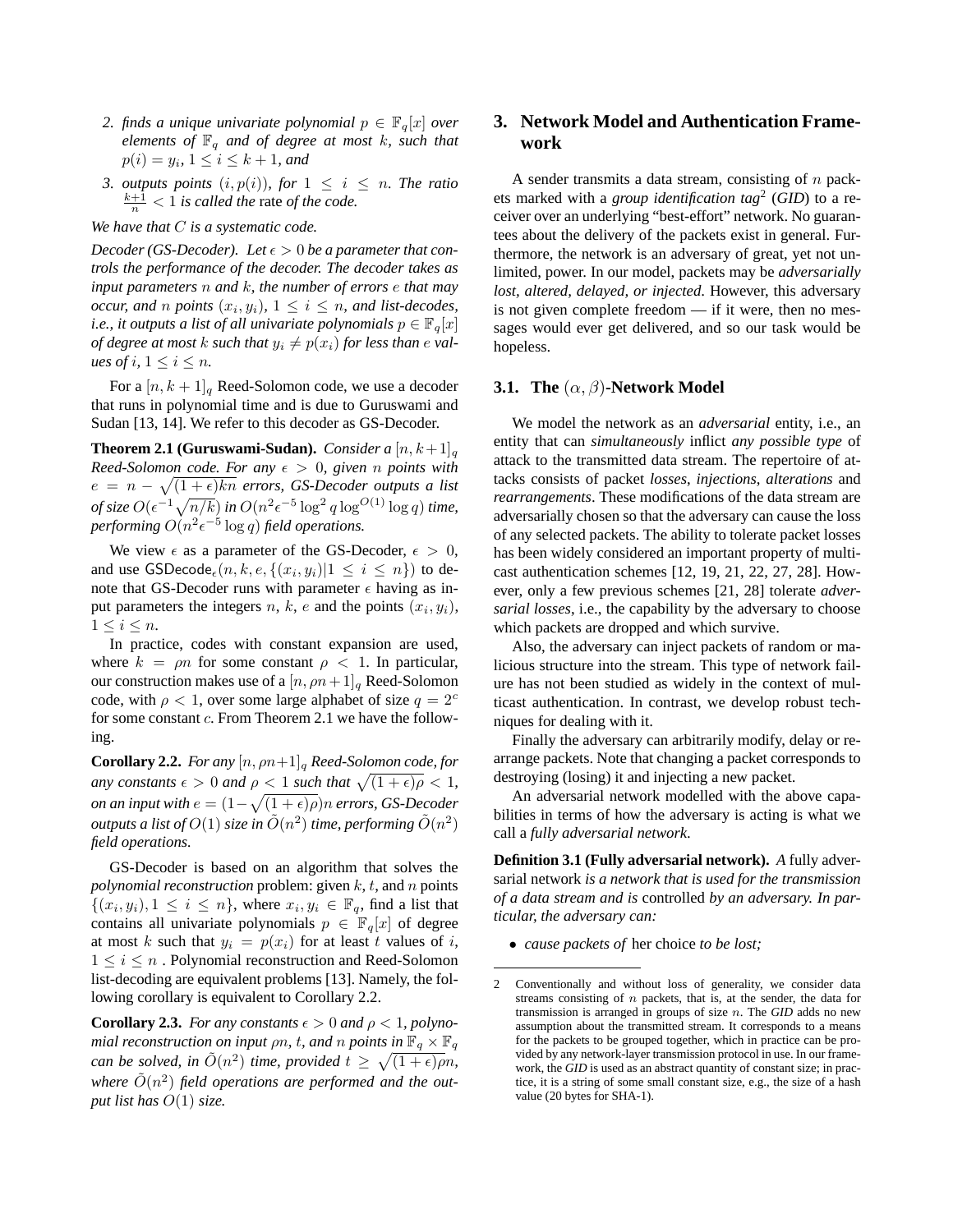2. *finds a unique univariate polynomial $p \in \mathbb{F}_q[x]$ over elements of $\mathbb{F}_q$ and of degree at most $k$, such that $p(i) = y_i$, $1 \leq i \leq k+1$, and*
3. *outputs points $(i, p(i))$, for $1 \leq i \leq n$. The ratio $\frac{k+1}{n} < 1$ is called the* rate *of the code.*

*We have that $C$ is a systematic code.*

*Decoder (GS-Decoder). Let $\epsilon > 0$ be a parameter that controls the performance of the decoder. The decoder takes as input parameters $n$ and $k$, the number of errors $e$ that may occur, and $n$ points $(x_i, y_i)$, $1 \leq i \leq n$, and list-decodes, i.e., it outputs a list of all univariate polynomials $p \in \mathbb{F}_q[x]$ of degree at most $k$ such that $y_i \neq p(x_i)$ for less than $e$ values of $i$, $1 \leq i \leq n$.*

For a $[n, k+1]_q$ Reed-Solomon code, we use a decoder that runs in polynomial time and is due to Guruswami and Sudan [13, 14]. We refer to this decoder as GS-Decoder.

**Theorem 2.1 (Guruswami-Sudan).** *Consider a $[n, k+1]_q$ Reed-Solomon code. For any $\epsilon > 0$, given $n$ points with $e = n - \sqrt{(1+\epsilon)kn}$ errors, GS-Decoder outputs a list of size $O(\epsilon^{-1}\sqrt{n/k})$ in $O(n^2\epsilon^{-5}\log^2 q \log^{O(1)} \log q)$ time, performing $O(n^2\epsilon^{-5}\log q)$ field operations.*

We view $\epsilon$ as a parameter of the GS-Decoder, $\epsilon > 0$, and use $\mathsf{GSDecode}_\epsilon(n, k, e, \{(x_i, y_i) | 1 \leq i \leq n\})$ to denote that GS-Decoder runs with parameter $\epsilon$ having as input parameters the integers $n$, $k$, $e$ and the points $(x_i, y_i)$, $1 \leq i \leq n$.

In practice, codes with constant expansion are used, where $k = \rho n$ for some constant $\rho < 1$. In particular, our construction makes use of a $[n, \rho n+1]_q$ Reed-Solomon code, with $\rho < 1$, over some large alphabet of size $q = 2^c$ for some constant $c$. From Theorem 2.1 we have the following.

**Corollary 2.2.** *For any $[n, \rho n+1]_q$ Reed-Solomon code, for any constants $\epsilon > 0$ and $\rho < 1$ such that $\sqrt{(1+\epsilon)\rho} < 1$, on an input with $e = (1 - \sqrt{(1+\epsilon)\rho})n$ errors, GS-Decoder outputs a list of $O(1)$ size in $\tilde{O}(n^2)$ time, performing $\tilde{O}(n^2)$ field operations.*

GS-Decoder is based on an algorithm that solves the *polynomial reconstruction* problem: given $k$, $t$, and $n$ points $\{(x_i, y_i), 1 \leq i \leq n\}$, where $x_i, y_i \in \mathbb{F}_q$, find a list that contains all univariate polynomials $p \in \mathbb{F}_q[x]$ of degree at most $k$ such that $y_i = p(x_i)$ for at least $t$ values of $i$, $1 \leq i \leq n$ . Polynomial reconstruction and Reed-Solomon list-decoding are equivalent problems [13]. Namely, the following corollary is equivalent to Corollary 2.2.

**Corollary 2.3.** *For any constants $\epsilon > 0$ and $\rho < 1$, polynomial reconstruction on input $\rho n$, $t$, and $n$ points in $\mathbb{F}_q \times \mathbb{F}_q$ can be solved, in $\tilde{O}(n^2)$ time, provided $t \geq \sqrt{(1+\epsilon)\rho}n$, where $\tilde{O}(n^2)$ field operations are performed and the output list has $O(1)$ size.*

## 3. Network Model and Authentication Framework

A sender transmits a data stream, consisting of $n$ packets marked with a *group identification tag*[2] (*GID*) to a receiver over an underlying "best-effort" network. No guarantees about the delivery of the packets exist in general. Furthermore, the network is an adversary of great, yet not unlimited, power. In our model, packets may be *adversarially lost, altered, delayed, or injected.* However, this adversary is not given complete freedom — if it were, then no messages would ever get delivered, and so our task would be hopeless.

### 3.1. The $(\alpha, \beta)$-Network Model

We model the network as an *adversarial* entity, i.e., an entity that can *simultaneously* inflict *any possible type* of attack to the transmitted data stream. The repertoire of attacks consists of packet *losses*, *injections*, *alterations* and *rearrangements*. These modifications of the data stream are adversarially chosen so that the adversary can cause the loss of any selected packets. The ability to tolerate packet losses has been widely considered an important property of multicast authentication schemes [12, 19, 21, 22, 27, 28]. However, only a few previous schemes [21, 28] tolerate *adversarial losses*, i.e., the capability by the adversary to choose which packets are dropped and which survive.

Also, the adversary can inject packets of random or malicious structure into the stream. This type of network failure has not been studied as widely in the context of multicast authentication. In contrast, we develop robust techniques for dealing with it.

Finally the adversary can arbitrarily modify, delay or rearrange packets. Note that changing a packet corresponds to destroying (losing) it and injecting a new packet.

An adversarial network modelled with the above capabilities in terms of how the adversary is acting is what we call a *fully adversarial network*.

**Definition 3.1 (Fully adversarial network).** *A* fully adversarial network *is a network that is used for the transmission of a data stream and is* controlled *by an adversary. In particular, the adversary can:*

- *cause packets of* her choice *to be lost;*

---

2 Conventionally and without loss of generality, we consider data streams consisting of $n$ packets, that is, at the sender, the data for transmission is arranged in groups of size $n$. The *GID* adds no new assumption about the transmitted stream. It corresponds to a means for the packets to be grouped together, which in practice can be provided by any network-layer transmission protocol in use. In our framework, the *GID* is used as an abstract quantity of constant size; in practice, it is a string of some small constant size, e.g., the size of a hash value (20 bytes for SHA-1).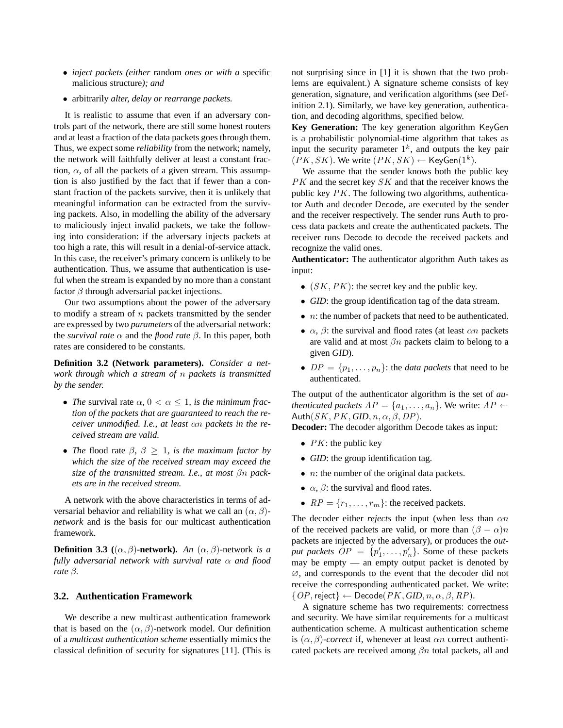- *inject packets (either* random *ones or with a* specific malicious structure*); and*
- arbitrarily *alter, delay or rearrange packets.*

It is realistic to assume that even if an adversary controls part of the network, there are still some honest routers and at least a fraction of the data packets goes through them. Thus, we expect some *reliability* from the network; namely, the network will faithfully deliver at least a constant fraction, $\alpha$, of all the packets of a given stream. This assumption is also justified by the fact that if fewer than a constant fraction of the packets survive, then it is unlikely that meaningful information can be extracted from the surviving packets. Also, in modelling the ability of the adversary to maliciously inject invalid packets, we take the following into consideration: if the adversary injects packets at too high a rate, this will result in a denial-of-service attack. In this case, the receiver's primary concern is unlikely to be authentication. Thus, we assume that authentication is useful when the stream is expanded by no more than a constant factor $\beta$ through adversarial packet injections.

Our two assumptions about the power of the adversary to modify a stream of $n$ packets transmitted by the sender are expressed by two *parameters* of the adversarial network: the *survival rate* $\alpha$ and the *flood rate* $\beta$. In this paper, both rates are considered to be constants.

**Definition 3.2 (Network parameters).** *Consider a network through which a stream of $n$ packets is transmitted by the sender.*

- *The* survival rate $\alpha$*, $0 < \alpha \leq 1$, is the minimum fraction of the packets that are guaranteed to reach the receiver unmodified. I.e., at least $\alpha n$ packets in the received stream are valid.*
- *The* flood rate $\beta$*, $\beta \geq 1$, is the maximum factor by which the size of the received stream may exceed the size of the transmitted stream. I.e., at most $\beta n$ packets are in the received stream.*

A network with the above characteristics in terms of adversarial behavior and reliability is what we call an $(\alpha, \beta)$-*network* and is the basis for our multicast authentication framework.

**Definition 3.3 ($(\alpha, \beta)$-network).** *An $(\alpha, \beta)$-network is a fully adversarial network with survival rate $\alpha$ and flood rate $\beta$.*

### 3.2. Authentication Framework

We describe a new multicast authentication framework that is based on the $(\alpha, \beta)$-network model. Our definition of a *multicast authentication scheme* essentially mimics the classical definition of security for signatures [11]. (This is not surprising since in [1] it is shown that the two problems are equivalent.) A signature scheme consists of key generation, signature, and verification algorithms (see Definition 2.1). Similarly, we have key generation, authentication, and decoding algorithms, specified below.

**Key Generation:** The key generation algorithm KeyGen is a probabilistic polynomial-time algorithm that takes as input the security parameter $1^k$, and outputs the key pair $(PK, SK)$. We write $(PK, SK) \leftarrow \mathsf{KeyGen}(1^k)$.

We assume that the sender knows both the public key $PK$ and the secret key $SK$ and that the receiver knows the public key $PK$. The following two algorithms, authenticator Auth and decoder Decode, are executed by the sender and the receiver respectively. The sender runs Auth to process data packets and create the authenticated packets. The receiver runs Decode to decode the received packets and recognize the valid ones.

**Authenticator:** The authenticator algorithm Auth takes as input:

- $(SK, PK)$: the secret key and the public key.
- *GID*: the group identification tag of the data stream.
- $n$: the number of packets that need to be authenticated.
- $\alpha$, $\beta$: the survival and flood rates (at least $\alpha n$ packets are valid and at most $\beta n$ packets claim to belong to a given *GID*).
- $DP = \{p_1, \ldots, p_n\}$: the *data packets* that need to be authenticated.

The output of the authenticator algorithm is the set of *authenticated packets* $AP = \{a_1, \ldots, a_n\}$. We write: $AP \leftarrow \mathsf{Auth}(SK, PK, GID, n, \alpha, \beta, DP)$.

**Decoder:** The decoder algorithm Decode takes as input:

- $PK$: the public key
- *GID*: the group identification tag.
- $n$: the number of the original data packets.
- $\alpha$, $\beta$: the survival and flood rates.
- $RP = \{r_1, \ldots, r_m\}$: the received packets.

The decoder either *rejects* the input (when less than $\alpha n$ of the received packets are valid, or more than $(\beta - \alpha)n$ packets are injected by the adversary), or produces the *output packets* $OP = \{p'_1, \ldots, p'_n\}$. Some of these packets may be empty — an empty output packet is denoted by $\varnothing$, and corresponds to the event that the decoder did not receive the corresponding authenticated packet. We write: $\{OP, \mathsf{reject}\} \leftarrow \mathsf{Decode}(PK, GID, n, \alpha, \beta, RP)$.

A signature scheme has two requirements: correctness and security. We have similar requirements for a multicast authentication scheme. A multicast authentication scheme is $(\alpha, \beta)$-*correct* if, whenever at least $\alpha n$ correct authenticated packets are received among $\beta n$ total packets, all and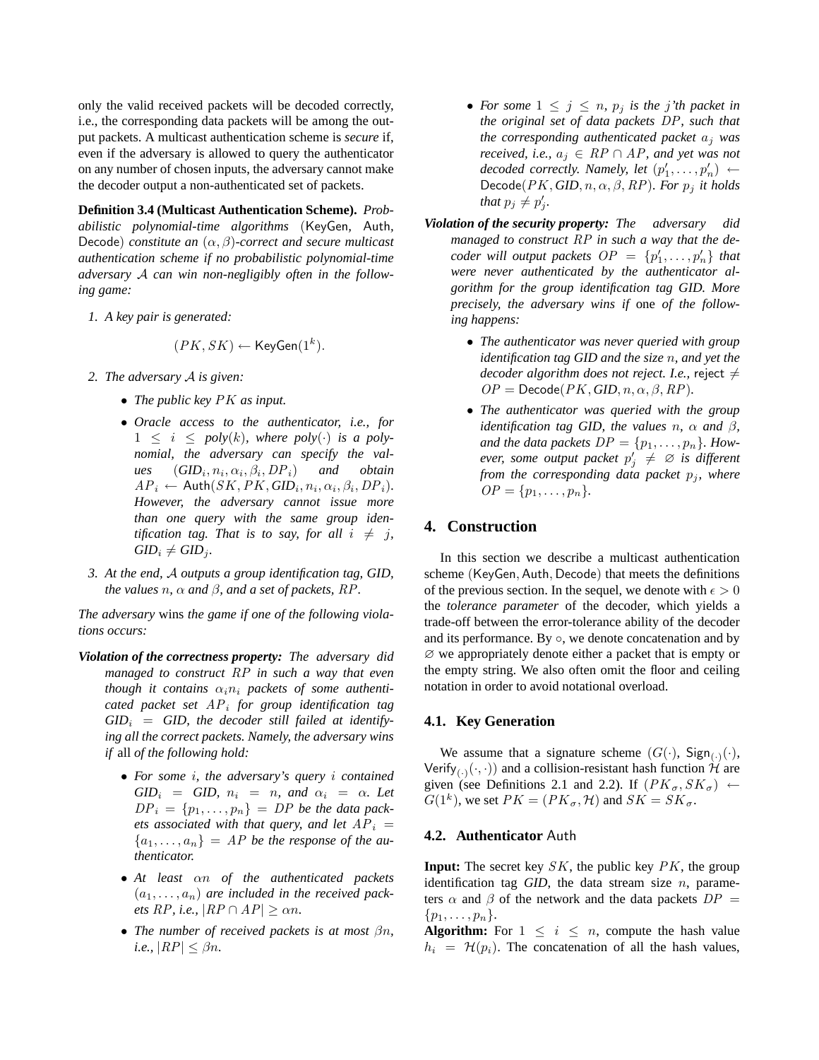only the valid received packets will be decoded correctly, i.e., the corresponding data packets will be among the output packets. A multicast authentication scheme is *secure* if, even if the adversary is allowed to query the authenticator on any number of chosen inputs, the adversary cannot make the decoder output a non-authenticated set of packets.

**Definition 3.4 (Multicast Authentication Scheme).** *Probabilistic polynomial-time algorithms* (KeyGen, Auth, Decode) *constitute an* $(\alpha, \beta)$*-correct and secure multicast authentication scheme if no probabilistic polynomial-time adversary* $\mathcal{A}$ *can win non-negligibly often in the following game:*

1. *A key pair is generated:*

$$(PK, SK) \leftarrow \mathsf{KeyGen}(1^k).$$

2. *The adversary* $\mathcal{A}$ *is given:*
   - *The public key* $PK$ *as input.*
   - *Oracle access to the authenticator, i.e., for* $1 \leq i \leq poly(k)$*, where* $poly(\cdot)$ *is a polynomial, the adversary can specify the values* $(GID_i, n_i, \alpha_i, \beta_i, DP_i)$ *and obtain* $AP_i \leftarrow \mathsf{Auth}(SK, PK, GID_i, n_i, \alpha_i, \beta_i, DP_i)$*. However, the adversary cannot issue more than one query with the same group identification tag. That is to say, for all* $i \neq j$*,* $GID_i \neq GID_j$*.*
3. *At the end,* $\mathcal{A}$ *outputs a group identification tag, GID, the values* $n$*,* $\alpha$ *and* $\beta$*, and a set of packets,* $RP$*.*

*The adversary* wins *the game if one of the following violations occurs:*

***Violation of the correctness property:*** *The adversary did managed to construct* $RP$ *in such a way that even though it contains* $\alpha_i n_i$ *packets of some authenticated packet set* $AP_i$ *for group identification tag* $GID_i = GID$*, the decoder still failed at identifying all the correct packets. Namely, the adversary wins if* all *of the following hold:*

- *For some* $i$*, the adversary's query* $i$ *contained* $GID_i = GID$*,* $n_i = n$*, and* $\alpha_i = \alpha$*. Let* $DP_i = \{p_1, \ldots, p_n\} = DP$ *be the data packets associated with that query, and let* $AP_i = \{a_1, \ldots, a_n\} = AP$ *be the response of the authenticator.*
- *At least* $\alpha n$ *of the authenticated packets* $(a_1, \ldots, a_n)$ *are included in the received packets* $RP$*, i.e.,* $|RP \cap AP| \geq \alpha n$*.*
- *The number of received packets is at most* $\beta n$*, i.e.,* $|RP| \leq \beta n$*.*
- *For some* $1 \leq j \leq n$*,* $p_j$ *is the* $j$*'th packet in the original set of data packets* $DP$*, such that the corresponding authenticated packet* $a_j$ *was received, i.e.,* $a_j \in RP \cap AP$*, and yet was not decoded correctly. Namely, let* $(p'_1, \ldots, p'_n) \leftarrow \mathsf{Decode}(PK, GID, n, \alpha, \beta, RP)$*. For* $p_j$ *it holds that* $p_j \neq p'_j$*.*

***Violation of the security property:*** *The adversary did managed to construct* $RP$ *in such a way that the decoder will output packets* $OP = \{p'_1, \ldots, p'_n\}$ *that were never authenticated by the authenticator algorithm for the group identification tag GID. More precisely, the adversary wins if* one *of the following happens:*

- *The authenticator was never queried with group identification tag GID and the size* $n$*, and yet the decoder algorithm does not reject. I.e.,* reject $\neq OP = \mathsf{Decode}(PK, GID, n, \alpha, \beta, RP)$*.*
- *The authenticator was queried with the group identification tag GID, the values* $n$*,* $\alpha$ *and* $\beta$*, and the data packets* $DP = \{p_1, \ldots, p_n\}$*. However, some output packet* $p'_j \neq \varnothing$ *is different from the corresponding data packet* $p_j$*, where* $OP = \{p_1, \ldots, p_n\}$*.*

## 4. Construction

In this section we describe a multicast authentication scheme (KeyGen, Auth, Decode) that meets the definitions of the previous section. In the sequel, we denote with $\epsilon > 0$ the *tolerance parameter* of the decoder, which yields a trade-off between the error-tolerance ability of the decoder and its performance. By $\circ$, we denote concatenation and by $\varnothing$ we appropriately denote either a packet that is empty or the empty string. We also often omit the floor and ceiling notation in order to avoid notational overload.

### 4.1. Key Generation

We assume that a signature scheme $(G(\cdot), \mathsf{Sign}_{(\cdot)}(\cdot), \mathsf{Verify}_{(\cdot)}(\cdot,\cdot))$ and a collision-resistant hash function $\mathcal{H}$ are given (see Definitions 2.1 and 2.2). If $(PK_\sigma, SK_\sigma) \leftarrow G(1^k)$, we set $PK = (PK_\sigma, \mathcal{H})$ and $SK = SK_\sigma$.

### 4.2. Authenticator Auth

**Input:** The secret key $SK$, the public key $PK$, the group identification tag *GID*, the data stream size $n$, parameters $\alpha$ and $\beta$ of the network and the data packets $DP = \{p_1, \ldots, p_n\}$.

**Algorithm:** For $1 \leq i \leq n$, compute the hash value $h_i = \mathcal{H}(p_i)$. The concatenation of all the hash values,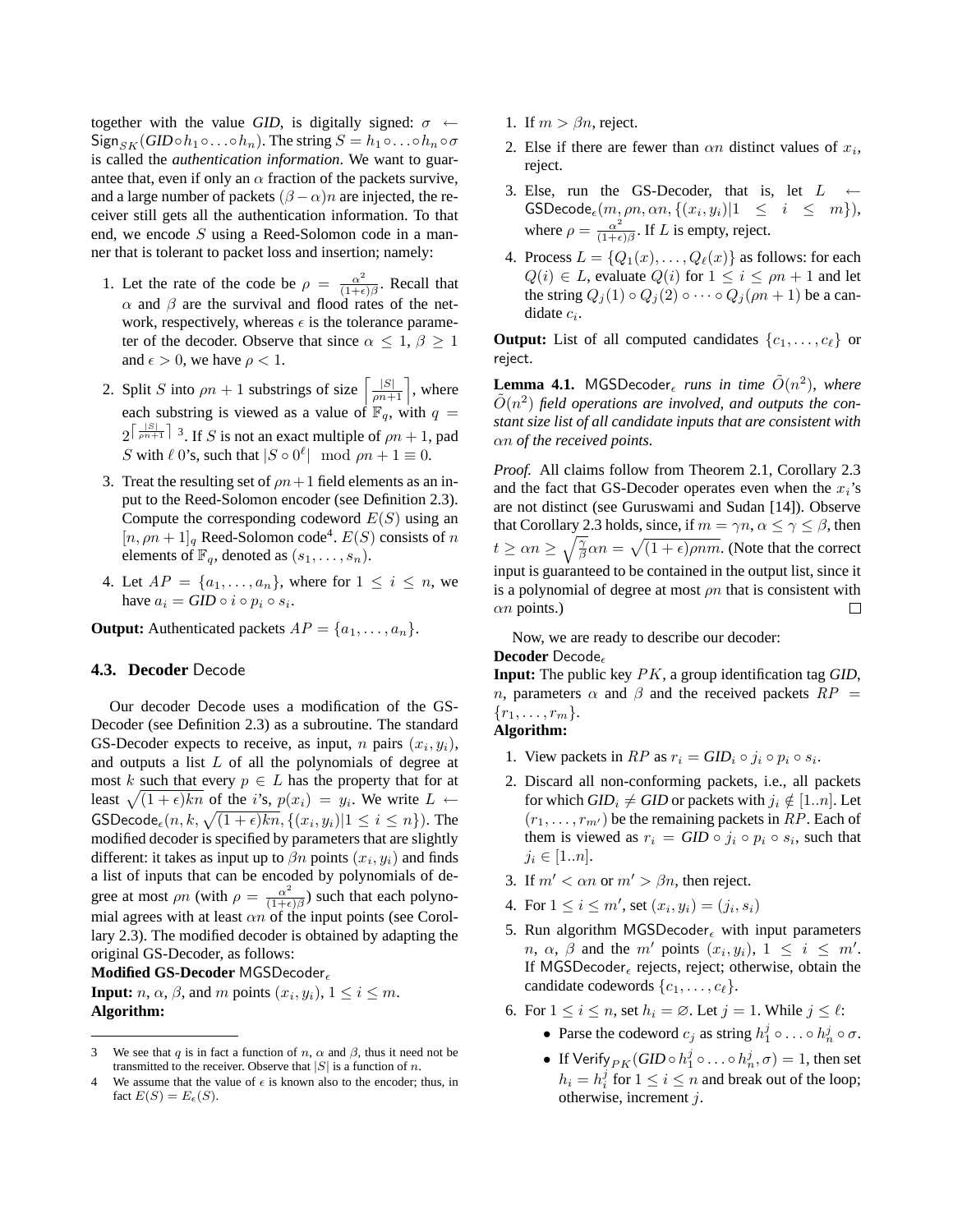together with the value *GID*, is digitally signed: $\sigma \leftarrow \mathsf{Sign}_{SK}(\mathit{GID} \circ h_1 \circ \ldots \circ h_n)$. The string $S = h_1 \circ \ldots \circ h_n \circ \sigma$ is called the *authentication information*. We want to guarantee that, even if only an $\alpha$ fraction of the packets survive, and a large number of packets $(\beta - \alpha)n$ are injected, the receiver still gets all the authentication information. To that end, we encode $S$ using a Reed-Solomon code in a manner that is tolerant to packet loss and insertion; namely:

1. Let the rate of the code be $\rho = \frac{\alpha^2}{(1+\epsilon)\beta}$. Recall that $\alpha$ and $\beta$ are the survival and flood rates of the network, respectively, whereas $\epsilon$ is the tolerance parameter of the decoder. Observe that since $\alpha \leq 1$, $\beta \geq 1$ and $\epsilon > 0$, we have $\rho < 1$.
2. Split $S$ into $\rho n + 1$ substrings of size $\left\lceil \frac{|S|}{\rho n + 1} \right\rceil$, where each substring is viewed as a value of $\mathbb{F}_q$, with $q = 2^{\left\lceil \frac{|S|}{\rho n+1} \right\rceil}$ [3]. If $S$ is not an exact multiple of $\rho n + 1$, pad $S$ with $\ell$ 0's, such that $|S \circ 0^\ell| \mod \rho n + 1 \equiv 0$.
3. Treat the resulting set of $\rho n + 1$ field elements as an input to the Reed-Solomon encoder (see Definition 2.3). Compute the corresponding codeword $E(S)$ using an $[n, \rho n + 1]_q$ Reed-Solomon code[4]. $E(S)$ consists of $n$ elements of $\mathbb{F}_q$, denoted as $(s_1, \ldots, s_n)$.
4. Let $AP = \{a_1, \ldots, a_n\}$, where for $1 \leq i \leq n$, we have $a_i = \mathit{GID} \circ i \circ p_i \circ s_i$.

**Output:** Authenticated packets $AP = \{a_1, \ldots, a_n\}$.

### 4.3. Decoder Decode

Our decoder Decode uses a modification of the GS-Decoder (see Definition 2.3) as a subroutine. The standard GS-Decoder expects to receive, as input, $n$ pairs $(x_i, y_i)$, and outputs a list $L$ of all the polynomials of degree at most $k$ such that every $p \in L$ has the property that for at least $\sqrt{(1+\epsilon)kn}$ of the $i$'s, $p(x_i) = y_i$. We write $L \leftarrow \mathsf{GSDecode}_\epsilon(n, k, \sqrt{(1+\epsilon)kn}, \{(x_i, y_i) | 1 \leq i \leq n\})$. The modified decoder is specified by parameters that are slightly different: it takes as input up to $\beta n$ points $(x_i, y_i)$ and finds a list of inputs that can be encoded by polynomials of degree at most $\rho n$ (with $\rho = \frac{\alpha^2}{(1+\epsilon)\beta}$) such that each polynomial agrees with at least $\alpha n$ of the input points (see Corollary 2.3). The modified decoder is obtained by adapting the original GS-Decoder, as follows:

**Modified GS-Decoder** $\mathsf{MGSDecoder}_\epsilon$

**Input:** $n$, $\alpha$, $\beta$, and $m$ points $(x_i, y_i)$, $1 \leq i \leq m$.

**Algorithm:**

1. If $m > \beta n$, reject.
2. Else if there are fewer than $\alpha n$ distinct values of $x_i$, reject.
3. Else, run the GS-Decoder, that is, let $L \leftarrow \mathsf{GSDecode}_\epsilon(m, \rho n, \alpha n, \{(x_i, y_i) | 1 \leq i \leq m\})$, where $\rho = \frac{\alpha^2}{(1+\epsilon)\beta}$. If $L$ is empty, reject.
4. Process $L = \{Q_1(x), \ldots, Q_\ell(x)\}$ as follows: for each $Q(i) \in L$, evaluate $Q(i)$ for $1 \leq i \leq \rho n + 1$ and let the string $Q_j(1) \circ Q_j(2) \circ \cdots \circ Q_j(\rho n + 1)$ be a candidate $c_i$.

**Output:** List of all computed candidates $\{c_1, \ldots, c_\ell\}$ or reject.

**Lemma 4.1.** $\mathsf{MGSDecoder}_\epsilon$ *runs in time $\tilde{O}(n^2)$, where $\tilde{O}(n^2)$ field operations are involved, and outputs the constant size list of all candidate inputs that are consistent with $\alpha n$ of the received points.*

*Proof.* All claims follow from Theorem 2.1, Corollary 2.3 and the fact that GS-Decoder operates even when the $x_i$'s are not distinct (see Guruswami and Sudan [14]). Observe that Corollary 2.3 holds, since, if $m = \gamma n$, $\alpha \leq \gamma \leq \beta$, then $t \geq \alpha n \geq \sqrt{\frac{\gamma}{\beta}} \alpha n = \sqrt{(1+\epsilon)\rho n m}$. (Note that the correct input is guaranteed to be contained in the output list, since it is a polynomial of degree at most $\rho n$ that is consistent with $\alpha n$ points.) □

Now, we are ready to describe our decoder:

**Decoder** $\mathsf{Decode}_\epsilon$

**Input:** The public key $PK$, a group identification tag *GID*, $n$, parameters $\alpha$ and $\beta$ and the received packets $RP = \{r_1, \ldots, r_m\}$.

**Algorithm:**

1. View packets in $RP$ as $r_i = \mathit{GID}_i \circ j_i \circ p_i \circ s_i$.
2. Discard all non-conforming packets, i.e., all packets for which $\mathit{GID}_i \neq \mathit{GID}$ or packets with $j_i \notin [1..n]$. Let $(r_1, \ldots, r_{m'})$ be the remaining packets in $RP$. Each of them is viewed as $r_i = \mathit{GID} \circ j_i \circ p_i \circ s_i$, such that $j_i \in [1..n]$.
3. If $m' < \alpha n$ or $m' > \beta n$, then reject.
4. For $1 \leq i \leq m'$, set $(x_i, y_i) = (j_i, s_i)$
5. Run algorithm $\mathsf{MGSDecoder}_\epsilon$ with input parameters $n$, $\alpha$, $\beta$ and the $m'$ points $(x_i, y_i)$, $1 \leq i \leq m'$. If $\mathsf{MGSDecoder}_\epsilon$ rejects, reject; otherwise, obtain the candidate codewords $\{c_1, \ldots, c_\ell\}$.
6. For $1 \leq i \leq n$, set $h_i = \varnothing$. Let $j = 1$. While $j \leq \ell$:
   - Parse the codeword $c_j$ as string $h_1^j \circ \ldots \circ h_n^j \circ \sigma$.
   - If $\mathsf{Verify}_{PK}(\mathit{GID} \circ h_1^j \circ \ldots \circ h_n^j, \sigma) = 1$, then set $h_i = h_i^j$ for $1 \leq i \leq n$ and break out of the loop; otherwise, increment $j$.

---

[3] We see that $q$ is in fact a function of $n$, $\alpha$ and $\beta$, thus it need not be transmitted to the receiver. Observe that $|S|$ is a function of $n$.

[4] We assume that the value of $\epsilon$ is known also to the encoder; thus, in fact $E(S) = E_\epsilon(S)$.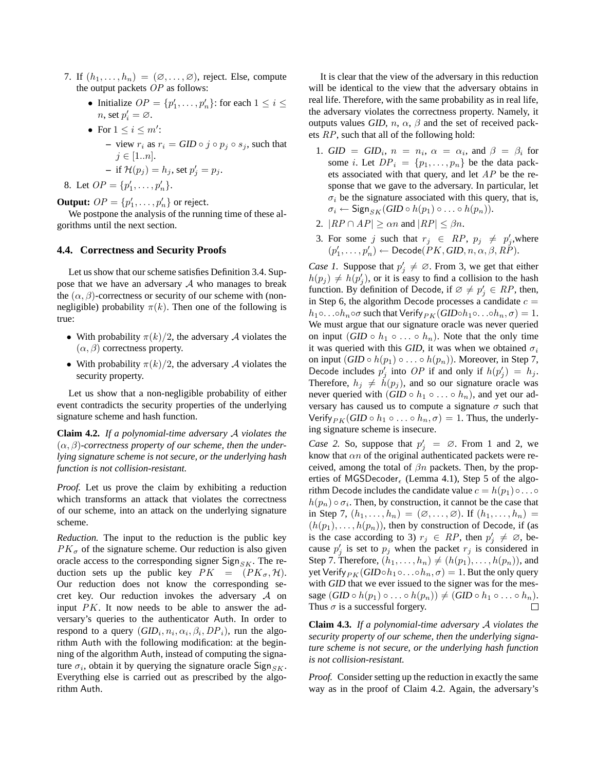7. If $(h_1, \ldots, h_n) = (\varnothing, \ldots, \varnothing)$, reject. Else, compute the output packets $OP$ as follows:
   - Initialize $OP = \{p'_1, \ldots, p'_n\}$: for each $1 \le i \le n$, set $p'_i = \varnothing$.
   - For $1 \le i \le m'$:
     - view $r_i$ as $r_i = GID \circ j \circ p_j \circ s_j$, such that $j \in [1..n]$.
     - if $\mathcal{H}(p_j) = h_j$, set $p'_j = p_j$.
8. Let $OP = \{p'_1, \ldots, p'_n\}$.

**Output:** $OP = \{p'_1, \ldots, p'_n\}$ or reject.

We postpone the analysis of the running time of these algorithms until the next section.

### 4.4. Correctness and Security Proofs

Let us show that our scheme satisfies Definition 3.4. Suppose that we have an adversary $\mathcal{A}$ who manages to break the $(\alpha, \beta)$-correctness or security of our scheme with (non-negligible) probability $\pi(k)$. Then one of the following is true:

- With probability $\pi(k)/2$, the adversary $\mathcal{A}$ violates the $(\alpha, \beta)$ correctness property.
- With probability $\pi(k)/2$, the adversary $\mathcal{A}$ violates the security property.

Let us show that a non-negligible probability of either event contradicts the security properties of the underlying signature scheme and hash function.

**Claim 4.2.** *If a polynomial-time adversary $\mathcal{A}$ violates the $(\alpha, \beta)$-correctness property of our scheme, then the underlying signature scheme is not secure, or the underlying hash function is not collision-resistant.*

*Proof.* Let us prove the claim by exhibiting a reduction which transforms an attack that violates the correctness of our scheme, into an attack on the underlying signature scheme.

*Reduction.* The input to the reduction is the public key $PK_\sigma$ of the signature scheme. Our reduction is also given oracle access to the corresponding signer $\mathsf{Sign}_{SK}$. The reduction sets up the public key $PK = (PK_\sigma, \mathcal{H})$. Our reduction does not know the corresponding secret key. Our reduction invokes the adversary $\mathcal{A}$ on input $PK$. It now needs to be able to answer the adversary's queries to the authenticator Auth. In order to respond to a query $(GID_i, n_i, \alpha_i, \beta_i, DP_i)$, run the algorithm Auth with the following modification: at the beginning of the algorithm Auth, instead of computing the signature $\sigma_i$, obtain it by querying the signature oracle $\mathsf{Sign}_{SK}$. Everything else is carried out as prescribed by the algorithm Auth.

It is clear that the view of the adversary in this reduction will be identical to the view that the adversary obtains in real life. Therefore, with the same probability as in real life, the adversary violates the correctness property. Namely, it outputs values *GID*, $n$, $\alpha$, $\beta$ and the set of received packets $RP$, such that all of the following hold:

1. $GID = GID_i$, $n = n_i$, $\alpha = \alpha_i$, and $\beta = \beta_i$ for some $i$. Let $DP_i = \{p_1, \ldots, p_n\}$ be the data packets associated with that query, and let $AP$ be the response that we gave to the adversary. In particular, let $\sigma_i$ be the signature associated with this query, that is, $\sigma_i \leftarrow \mathsf{Sign}_{SK}(GID \circ h(p_1) \circ \ldots \circ h(p_n))$.
2. $|RP \cap AP| \ge \alpha n$ and $|RP| \le \beta n$.
3. For some $j$ such that $r_j \in RP$, $p_j \neq p'_j$,where $(p'_1, \ldots, p'_n) \leftarrow \mathsf{Decode}(PK, GID, n, \alpha, \beta, RP)$.

*Case 1.* Suppose that $p'_j \neq \varnothing$. From 3, we get that either $h(p_j) \neq h(p'_j)$, or it is easy to find a collision to the hash function. By definition of Decode, if $\varnothing \neq p'_j \in RP$, then, in Step 6, the algorithm Decode processes a candidate $c = h_1 \circ \ldots \circ h_n \circ \sigma$ such that $\mathsf{Verify}_{PK}(GID \circ h_1 \circ \ldots \circ h_n, \sigma) = 1$. We must argue that our signature oracle was never queried on input $(GID \circ h_1 \circ \ldots \circ h_n)$. Note that the only time it was queried with this *GID*, it was when we obtained $\sigma_i$ on input $(GID \circ h(p_1) \circ \ldots \circ h(p_n))$. Moreover, in Step 7, Decode includes $p'_j$ into $OP$ if and only if $h(p'_j) = h_j$. Therefore, $h_j \neq h(p_j)$, and so our signature oracle was never queried with $(GID \circ h_1 \circ \ldots \circ h_n)$, and yet our adversary has caused us to compute a signature $\sigma$ such that $\mathsf{Verify}_{PK}(GID \circ h_1 \circ \ldots \circ h_n, \sigma) = 1$. Thus, the underlying signature scheme is insecure.

*Case 2.* So, suppose that $p'_j = \varnothing$. From 1 and 2, we know that $\alpha n$ of the original authenticated packets were received, among the total of $\beta n$ packets. Then, by the properties of $\mathsf{MGSDecoder}_\epsilon$ (Lemma 4.1), Step 5 of the algorithm Decode includes the candidate value $c = h(p_1) \circ \ldots \circ h(p_n) \circ \sigma_i$. Then, by construction, it cannot be the case that in Step 7, $(h_1, \ldots, h_n) = (\varnothing, \ldots, \varnothing)$. If $(h_1, \ldots, h_n) = (h(p_1), \ldots, h(p_n))$, then by construction of Decode, if (as is the case according to 3) $r_j \in RP$, then $p'_j \neq \varnothing$, because $p'_j$ is set to $p_j$ when the packet $r_j$ is considered in Step 7. Therefore, $(h_1, \ldots, h_n) \neq (h(p_1), \ldots, h(p_n))$, and yet $\mathsf{Verify}_{PK}(GID \circ h_1 \circ \ldots \circ h_n, \sigma) = 1$. But the only query with *GID* that we ever issued to the signer was for the message $(GID \circ h(p_1) \circ \ldots \circ h(p_n)) \neq (GID \circ h_1 \circ \ldots \circ h_n)$. Thus $\sigma$ is a successful forgery. □

**Claim 4.3.** *If a polynomial-time adversary $\mathcal{A}$ violates the security property of our scheme, then the underlying signature scheme is not secure, or the underlying hash function is not collision-resistant.*

*Proof.* Consider setting up the reduction in exactly the same way as in the proof of Claim 4.2. Again, the adversary's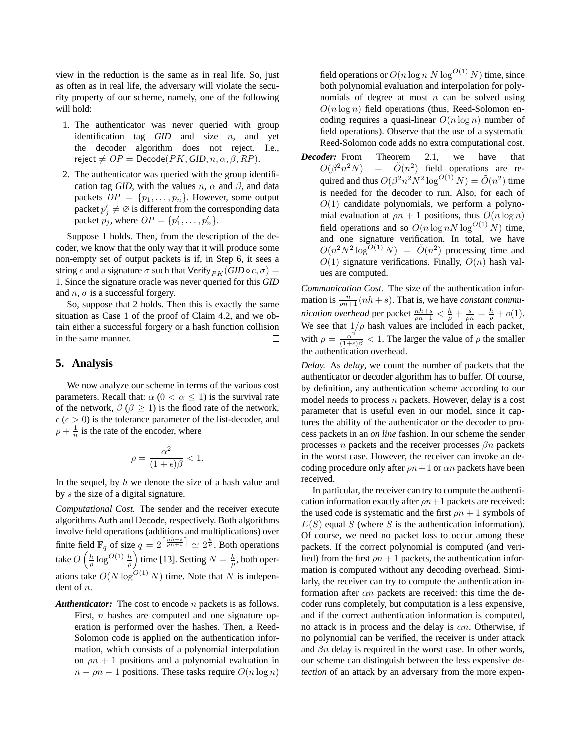view in the reduction is the same as in real life. So, just as often as in real life, the adversary will violate the security property of our scheme, namely, one of the following will hold:

1. The authenticator was never queried with group identification tag *GID* and size $n$, and yet the decoder algorithm does not reject. I.e., $\mathsf{reject} \neq OP = \mathsf{Decode}(PK, \mathit{GID}, n, \alpha, \beta, RP)$.
2. The authenticator was queried with the group identification tag *GID*, with the values $n$, $\alpha$ and $\beta$, and data packets $DP = \{p_1, \ldots, p_n\}$. However, some output packet $p'_j \neq \varnothing$ is different from the corresponding data packet $p_j$, where $OP = \{p'_1, \ldots, p'_n\}$.

Suppose 1 holds. Then, from the description of the decoder, we know that the only way that it will produce some non-empty set of output packets is if, in Step 6, it sees a string $c$ and a signature $\sigma$ such that $\mathsf{Verify}_{PK}(\mathit{GID} \circ c, \sigma) = 1$. Since the signature oracle was never queried for this *GID* and $n$, $\sigma$ is a successful forgery.

So, suppose that 2 holds. Then this is exactly the same situation as Case 1 of the proof of Claim 4.2, and we obtain either a successful forgery or a hash function collision in the same manner. $\square$

## 5. Analysis

We now analyze our scheme in terms of the various cost parameters. Recall that: $\alpha$ ($0 < \alpha \leq 1$) is the survival rate of the network, $\beta$ ($\beta \geq 1$) is the flood rate of the network, $\epsilon$ ($\epsilon > 0$) is the tolerance parameter of the list-decoder, and $\rho + \frac{1}{n}$ is the rate of the encoder, where

$$\rho = \frac{\alpha^2}{(1+\epsilon)\beta} < 1.$$

In the sequel, by $h$ we denote the size of a hash value and by $s$ the size of a digital signature.

*Computational Cost.* The sender and the receiver execute algorithms $\mathsf{Auth}$ and $\mathsf{Decode}$, respectively. Both algorithms involve field operations (additions and multiplications) over finite field $\mathbb{F}_q$ of size $q = 2^{\left\lceil \frac{nh+s}{\rho n+1} \right\rceil} \simeq 2^{\frac{h}{\rho}}$. Both operations take $O\left(\frac{h}{\rho} \log^{O(1)} \frac{h}{\rho}\right)$ time [13]. Setting $N = \frac{h}{\rho}$, both operations take $O(N \log^{O(1)} N)$ time. Note that $N$ is independent of $n$.

***Authenticator:*** The cost to encode $n$ packets is as follows. First, $n$ hashes are computed and one signature operation is performed over the hashes. Then, a Reed-Solomon code is applied on the authentication information, which consists of a polynomial interpolation on $\rho n + 1$ positions and a polynomial evaluation in $n - \rho n - 1$ positions. These tasks require $O(n \log n)$ field operations or $O(n \log n \; N \log^{O(1)} N)$ time, since both polynomial evaluation and interpolation for polynomials of degree at most $n$ can be solved using $O(n \log n)$ field operations (thus, Reed-Solomon encoding requires a quasi-linear $O(n \log n)$ number of field operations). Observe that the use of a systematic Reed-Solomon code adds no extra computational cost.

***Decoder:*** From Theorem 2.1, we have that $O(\beta^2 n^2 N) = \tilde{O}(n^2)$ field operations are required and thus $O(\beta^2 n^2 N^2 \log^{O(1)} N) = \tilde{O}(n^2)$ time is needed for the decoder to run. Also, for each of $O(1)$ candidate polynomials, we perform a polynomial evaluation at $\rho n + 1$ positions, thus $O(n \log n)$ field operations and so $O(n \log n N \log^{O(1)} N)$ time, and one signature verification. In total, we have $O(n^2 N^2 \log^{O(1)} N) = \tilde{O}(n^2)$ processing time and $O(1)$ signature verifications. Finally, $O(n)$ hash values are computed.

*Communication Cost.* The size of the authentication information is $\frac{n}{\rho n+1}(nh + s)$. That is, we have *constant communication overhead* per packet $\frac{nh+s}{\rho n+1} < \frac{h}{\rho} + \frac{s}{\rho n} = \frac{h}{\rho} + o(1)$. We see that $1/\rho$ hash values are included in each packet, with $\rho = \frac{\alpha^2}{(1+\epsilon)\beta} < 1$. The larger the value of $\rho$ the smaller the authentication overhead.

*Delay.* As *delay*, we count the number of packets that the authenticator or decoder algorithm has to buffer. Of course, by definition, any authentication scheme according to our model needs to process $n$ packets. However, delay is a cost parameter that is useful even in our model, since it captures the ability of the authenticator or the decoder to process packets in an *on line* fashion. In our scheme the sender processes $n$ packets and the receiver processes $\beta n$ packets in the worst case. However, the receiver can invoke an decoding procedure only after $\rho n + 1$ or $\alpha n$ packets have been received.

In particular, the receiver can try to compute the authentication information exactly after $\rho n + 1$ packets are received: the used code is systematic and the first $\rho n + 1$ symbols of $E(S)$ equal $S$ (where $S$ is the authentication information). Of course, we need no packet loss to occur among these packets. If the correct polynomial is computed (and verified) from the first $\rho n + 1$ packets, the authentication information is computed without any decoding overhead. Similarly, the receiver can try to compute the authentication information after $\alpha n$ packets are received: this time the decoder runs completely, but computation is a less expensive, and if the correct authentication information is computed, no attack is in process and the delay is $\alpha n$. Otherwise, if no polynomial can be verified, the receiver is under attack and $\beta n$ delay is required in the worst case. In other words, our scheme can distinguish between the less expensive *detection* of an attack by an adversary from the more expen-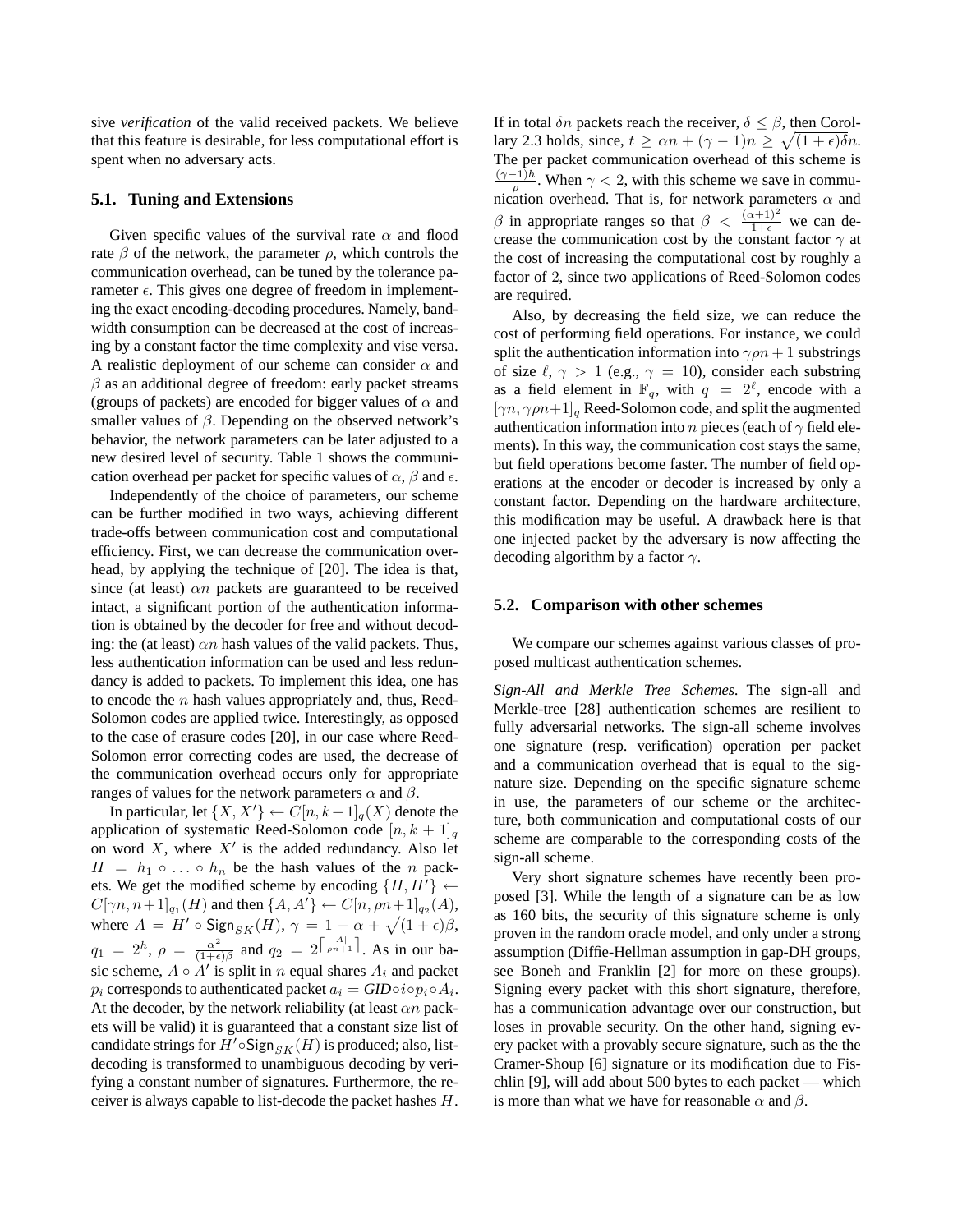sive *verification* of the valid received packets. We believe that this feature is desirable, for less computational effort is spent when no adversary acts.

### 5.1. Tuning and Extensions

Given specific values of the survival rate $\alpha$ and flood rate $\beta$ of the network, the parameter $\rho$, which controls the communication overhead, can be tuned by the tolerance parameter $\epsilon$. This gives one degree of freedom in implementing the exact encoding-decoding procedures. Namely, bandwidth consumption can be decreased at the cost of increasing by a constant factor the time complexity and vise versa. A realistic deployment of our scheme can consider $\alpha$ and $\beta$ as an additional degree of freedom: early packet streams (groups of packets) are encoded for bigger values of $\alpha$ and smaller values of $\beta$. Depending on the observed network's behavior, the network parameters can be later adjusted to a new desired level of security. Table 1 shows the communication overhead per packet for specific values of $\alpha$, $\beta$ and $\epsilon$.

Independently of the choice of parameters, our scheme can be further modified in two ways, achieving different trade-offs between communication cost and computational efficiency. First, we can decrease the communication overhead, by applying the technique of [20]. The idea is that, since (at least) $\alpha n$ packets are guaranteed to be received intact, a significant portion of the authentication information is obtained by the decoder for free and without decoding: the (at least) $\alpha n$ hash values of the valid packets. Thus, less authentication information can be used and less redundancy is added to packets. To implement this idea, one has to encode the $n$ hash values appropriately and, thus, Reed-Solomon codes are applied twice. Interestingly, as opposed to the case of erasure codes [20], in our case where Reed-Solomon error correcting codes are used, the decrease of the communication overhead occurs only for appropriate ranges of values for the network parameters $\alpha$ and $\beta$.

In particular, let $\{X, X'\} \leftarrow C[n, k+1]_q(X)$ denote the application of systematic Reed-Solomon code $[n, k+1]_q$ on word $X$, where $X'$ is the added redundancy. Also let $H = h_1 \circ \ldots \circ h_n$ be the hash values of the $n$ packets. We get the modified scheme by encoding $\{H, H'\} \leftarrow C[\gamma n, n+1]_{q_1}(H)$ and then $\{A, A'\} \leftarrow C[n, \rho n+1]_{q_2}(A)$, where $A = H' \circ \mathsf{Sign}_{SK}(H)$, $\gamma = 1 - \alpha + \sqrt{(1+\epsilon)\beta}$, $q_1 = 2^h$, $\rho = \frac{\alpha^2}{(1+\epsilon)\beta}$ and $q_2 = 2^{\lceil \frac{|A|}{\rho n+1} \rceil}$. As in our basic scheme, $A \circ A'$ is split in $n$ equal shares $A_i$ and packet $p_i$ corresponds to authenticated packet $a_i = \mathit{GID} \circ i \circ p_i \circ A_i$. At the decoder, by the network reliability (at least $\alpha n$ packets will be valid) it is guaranteed that a constant size list of candidate strings for $H' \circ \mathsf{Sign}_{SK}(H)$ is produced; also, list-decoding is transformed to unambiguous decoding by verifying a constant number of signatures. Furthermore, the receiver is always capable to list-decode the packet hashes $H$. If in total $\delta n$ packets reach the receiver, $\delta \leq \beta$, then Corollary 2.3 holds, since, $t \geq \alpha n + (\gamma - 1)n \geq \sqrt{(1+\epsilon)\delta} n$. The per packet communication overhead of this scheme is $\frac{(\gamma-1)h}{\rho}$. When $\gamma < 2$, with this scheme we save in communication overhead. That is, for network parameters $\alpha$ and $\beta$ in appropriate ranges so that $\beta < \frac{(\alpha+1)^2}{1+\epsilon}$ we can decrease the communication cost by the constant factor $\gamma$ at the cost of increasing the computational cost by roughly a factor of 2, since two applications of Reed-Solomon codes are required.

Also, by decreasing the field size, we can reduce the cost of performing field operations. For instance, we could split the authentication information into $\gamma\rho n + 1$ substrings of size $\ell$, $\gamma > 1$ (e.g., $\gamma = 10$), consider each substring as a field element in $\mathbb{F}_q$, with $q = 2^\ell$, encode with a $[\gamma n, \gamma\rho n+1]_q$ Reed-Solomon code, and split the augmented authentication information into $n$ pieces (each of $\gamma$ field elements). In this way, the communication cost stays the same, but field operations become faster. The number of field operations at the encoder or decoder is increased by only a constant factor. Depending on the hardware architecture, this modification may be useful. A drawback here is that one injected packet by the adversary is now affecting the decoding algorithm by a factor $\gamma$.

### 5.2. Comparison with other schemes

We compare our schemes against various classes of proposed multicast authentication schemes.

*Sign-All and Merkle Tree Schemes.* The sign-all and Merkle-tree [28] authentication schemes are resilient to fully adversarial networks. The sign-all scheme involves one signature (resp. verification) operation per packet and a communication overhead that is equal to the signature size. Depending on the specific signature scheme in use, the parameters of our scheme or the architecture, both communication and computational costs of our scheme are comparable to the corresponding costs of the sign-all scheme.

Very short signature schemes have recently been proposed [3]. While the length of a signature can be as low as 160 bits, the security of this signature scheme is only proven in the random oracle model, and only under a strong assumption (Diffie-Hellman assumption in gap-DH groups, see Boneh and Franklin [2] for more on these groups). Signing every packet with this short signature, therefore, has a communication advantage over our construction, but loses in provable security. On the other hand, signing every packet with a provably secure signature, such as the the Cramer-Shoup [6] signature or its modification due to Fischlin [9], will add about 500 bytes to each packet — which is more than what we have for reasonable $\alpha$ and $\beta$.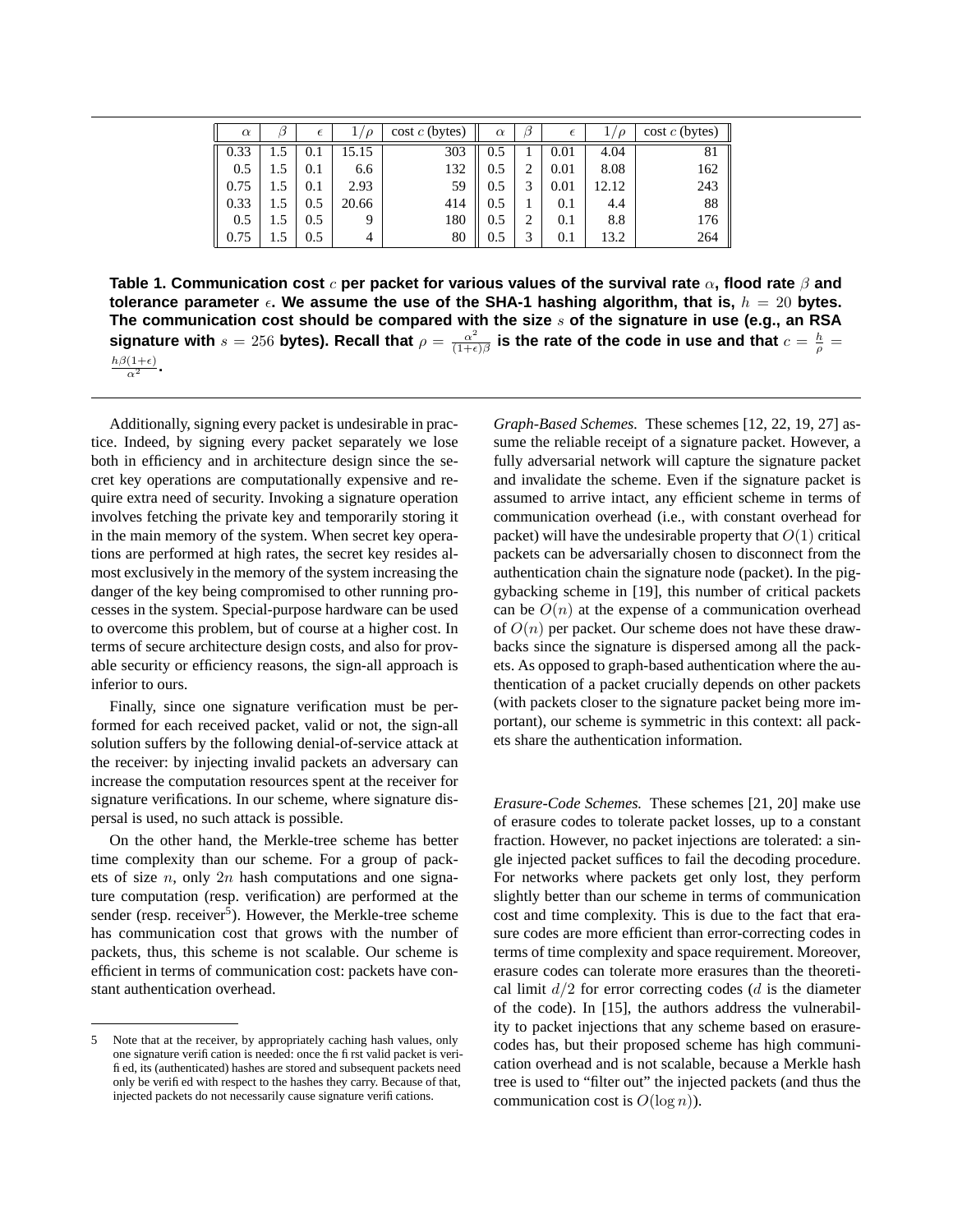| $\alpha$ | $\beta$ | $\epsilon$ | $1/\rho$ | cost $c$ (bytes) | $\alpha$ | $\beta$ | $\epsilon$ | $1/\rho$ | cost $c$ (bytes) |
|---|---|---|---|---|---|---|---|---|---|
| 0.33 | 1.5 | 0.1 | 15.15 | 303 | 0.5 | 1 | 0.01 | 4.04 | 81 |
| 0.5 | 1.5 | 0.1 | 6.6 | 132 | 0.5 | 2 | 0.01 | 8.08 | 162 |
| 0.75 | 1.5 | 0.1 | 2.93 | 59 | 0.5 | 3 | 0.01 | 12.12 | 243 |
| 0.33 | 1.5 | 0.5 | 20.66 | 414 | 0.5 | 1 | 0.1 | 4.4 | 88 |
| 0.5 | 1.5 | 0.5 | 9 | 180 | 0.5 | 2 | 0.1 | 8.8 | 176 |
| 0.75 | 1.5 | 0.5 | 4 | 80 | 0.5 | 3 | 0.1 | 13.2 | 264 |

**Table 1. Communication cost $c$ per packet for various values of the survival rate $\alpha$, flood rate $\beta$ and tolerance parameter $\epsilon$. We assume the use of the SHA-1 hashing algorithm, that is, $h = 20$ bytes. The communication cost should be compared with the size $s$ of the signature in use (e.g., an RSA signature with $s = 256$ bytes). Recall that $\rho = \frac{\alpha^2}{(1+\epsilon)\beta}$ is the rate of the code in use and that $c = \frac{h}{\rho} = \frac{h\beta(1+\epsilon)}{\alpha^2}$.**

Additionally, signing every packet is undesirable in practice. Indeed, by signing every packet separately we lose both in efficiency and in architecture design since the secret key operations are computationally expensive and require extra need of security. Invoking a signature operation involves fetching the private key and temporarily storing it in the main memory of the system. When secret key operations are performed at high rates, the secret key resides almost exclusively in the memory of the system increasing the danger of the key being compromised to other running processes in the system. Special-purpose hardware can be used to overcome this problem, but of course at a higher cost. In terms of secure architecture design costs, and also for provable security or efficiency reasons, the sign-all approach is inferior to ours.

Finally, since one signature verification must be performed for each received packet, valid or not, the sign-all solution suffers by the following denial-of-service attack at the receiver: by injecting invalid packets an adversary can increase the computation resources spent at the receiver for signature verifications. In our scheme, where signature dispersal is used, no such attack is possible.

On the other hand, the Merkle-tree scheme has better time complexity than our scheme. For a group of packets of size $n$, only $2n$ hash computations and one signature computation (resp. verification) are performed at the sender (resp. receiver[5]). However, the Merkle-tree scheme has communication cost that grows with the number of packets, thus, this scheme is not scalable. Our scheme is efficient in terms of communication cost: packets have constant authentication overhead.

*Graph-Based Schemes.* These schemes [12, 22, 19, 27] assume the reliable receipt of a signature packet. However, a fully adversarial network will capture the signature packet and invalidate the scheme. Even if the signature packet is assumed to arrive intact, any efficient scheme in terms of communication overhead (i.e., with constant overhead for packet) will have the undesirable property that $O(1)$ critical packets can be adversarially chosen to disconnect from the authentication chain the signature node (packet). In the piggybacking scheme in [19], this number of critical packets can be $O(n)$ at the expense of a communication overhead of $O(n)$ per packet. Our scheme does not have these drawbacks since the signature is dispersed among all the packets. As opposed to graph-based authentication where the authentication of a packet crucially depends on other packets (with packets closer to the signature packet being more important), our scheme is symmetric in this context: all packets share the authentication information.

*Erasure-Code Schemes.* These schemes [21, 20] make use of erasure codes to tolerate packet losses, up to a constant fraction. However, no packet injections are tolerated: a single injected packet suffices to fail the decoding procedure. For networks where packets get only lost, they perform slightly better than our scheme in terms of communication cost and time complexity. This is due to the fact that erasure codes are more efficient than error-correcting codes in terms of time complexity and space requirement. Moreover, erasure codes can tolerate more erasures than the theoretical limit $d/2$ for error correcting codes ($d$ is the diameter of the code). In [15], the authors address the vulnerability to packet injections that any scheme based on erasure-codes has, but their proposed scheme has high communication overhead and is not scalable, because a Merkle hash tree is used to "filter out" the injected packets (and thus the communication cost is $O(\log n)$).

---

5 Note that at the receiver, by appropriately caching hash values, only one signature verification is needed: once the first valid packet is verified, its (authenticated) hashes are stored and subsequent packets need only be verified with respect to the hashes they carry. Because of that, injected packets do not necessarily cause signature verifications.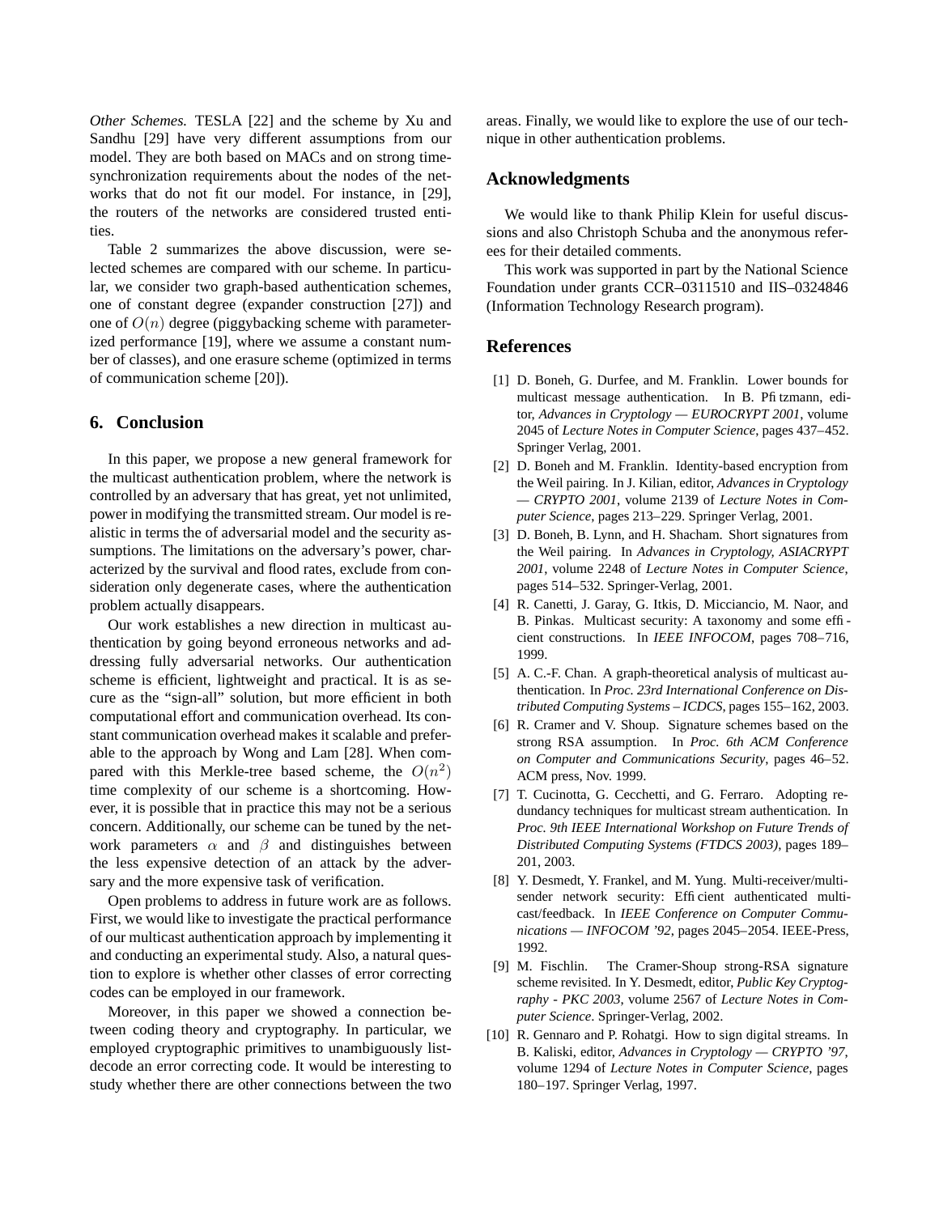*Other Schemes.* TESLA [22] and the scheme by Xu and Sandhu [29] have very different assumptions from our model. They are both based on MACs and on strong time-synchronization requirements about the nodes of the networks that do not fit our model. For instance, in [29], the routers of the networks are considered trusted entities.

Table 2 summarizes the above discussion, were selected schemes are compared with our scheme. In particular, we consider two graph-based authentication schemes, one of constant degree (expander construction [27]) and one of $O(n)$ degree (piggybacking scheme with parameterized performance [19], where we assume a constant number of classes), and one erasure scheme (optimized in terms of communication scheme [20]).

## 6. Conclusion

In this paper, we propose a new general framework for the multicast authentication problem, where the network is controlled by an adversary that has great, yet not unlimited, power in modifying the transmitted stream. Our model is realistic in terms the of adversarial model and the security assumptions. The limitations on the adversary's power, characterized by the survival and flood rates, exclude from consideration only degenerate cases, where the authentication problem actually disappears.

Our work establishes a new direction in multicast authentication by going beyond erroneous networks and addressing fully adversarial networks. Our authentication scheme is efficient, lightweight and practical. It is as secure as the "sign-all" solution, but more efficient in both computational effort and communication overhead. Its constant communication overhead makes it scalable and preferable to the approach by Wong and Lam [28]. When compared with this Merkle-tree based scheme, the $O(n^2)$ time complexity of our scheme is a shortcoming. However, it is possible that in practice this may not be a serious concern. Additionally, our scheme can be tuned by the network parameters $\alpha$ and $\beta$ and distinguishes between the less expensive detection of an attack by the adversary and the more expensive task of verification.

Open problems to address in future work are as follows. First, we would like to investigate the practical performance of our multicast authentication approach by implementing it and conducting an experimental study. Also, a natural question to explore is whether other classes of error correcting codes can be employed in our framework.

Moreover, in this paper we showed a connection between coding theory and cryptography. In particular, we employed cryptographic primitives to unambiguously list-decode an error correcting code. It would be interesting to study whether there are other connections between the two areas. Finally, we would like to explore the use of our technique in other authentication problems.

## Acknowledgments

We would like to thank Philip Klein for useful discussions and also Christoph Schuba and the anonymous referees for their detailed comments.

This work was supported in part by the National Science Foundation under grants CCR–0311510 and IIS–0324846 (Information Technology Research program).

## References

[1] D. Boneh, G. Durfee, and M. Franklin. Lower bounds for multicast message authentication. In B. Pfitzmann, editor, *Advances in Cryptology — EUROCRYPT 2001*, volume 2045 of *Lecture Notes in Computer Science*, pages 437–452. Springer Verlag, 2001.

[2] D. Boneh and M. Franklin. Identity-based encryption from the Weil pairing. In J. Kilian, editor, *Advances in Cryptology — CRYPTO 2001*, volume 2139 of *Lecture Notes in Computer Science*, pages 213–229. Springer Verlag, 2001.

[3] D. Boneh, B. Lynn, and H. Shacham. Short signatures from the Weil pairing. In *Advances in Cryptology, ASIACRYPT 2001*, volume 2248 of *Lecture Notes in Computer Science*, pages 514–532. Springer-Verlag, 2001.

[4] R. Canetti, J. Garay, G. Itkis, D. Micciancio, M. Naor, and B. Pinkas. Multicast security: A taxonomy and some efficient constructions. In *IEEE INFOCOM*, pages 708–716, 1999.

[5] A. C.-F. Chan. A graph-theoretical analysis of multicast authentication. In *Proc. 23rd International Conference on Distributed Computing Systems – ICDCS*, pages 155–162, 2003.

[6] R. Cramer and V. Shoup. Signature schemes based on the strong RSA assumption. In *Proc. 6th ACM Conference on Computer and Communications Security*, pages 46–52. ACM press, Nov. 1999.

[7] T. Cucinotta, G. Cecchetti, and G. Ferraro. Adopting redundancy techniques for multicast stream authentication. In *Proc. 9th IEEE International Workshop on Future Trends of Distributed Computing Systems (FTDCS 2003)*, pages 189–201, 2003.

[8] Y. Desmedt, Y. Frankel, and M. Yung. Multi-receiver/multi-sender network security: Efficient authenticated multicast/feedback. In *IEEE Conference on Computer Communications — INFOCOM '92*, pages 2045–2054. IEEE-Press, 1992.

[9] M. Fischlin. The Cramer-Shoup strong-RSA signature scheme revisited. In Y. Desmedt, editor, *Public Key Cryptography - PKC 2003*, volume 2567 of *Lecture Notes in Computer Science*. Springer-Verlag, 2002.

[10] R. Gennaro and P. Rohatgi. How to sign digital streams. In B. Kaliski, editor, *Advances in Cryptology — CRYPTO '97*, volume 1294 of *Lecture Notes in Computer Science*, pages 180–197. Springer Verlag, 1997.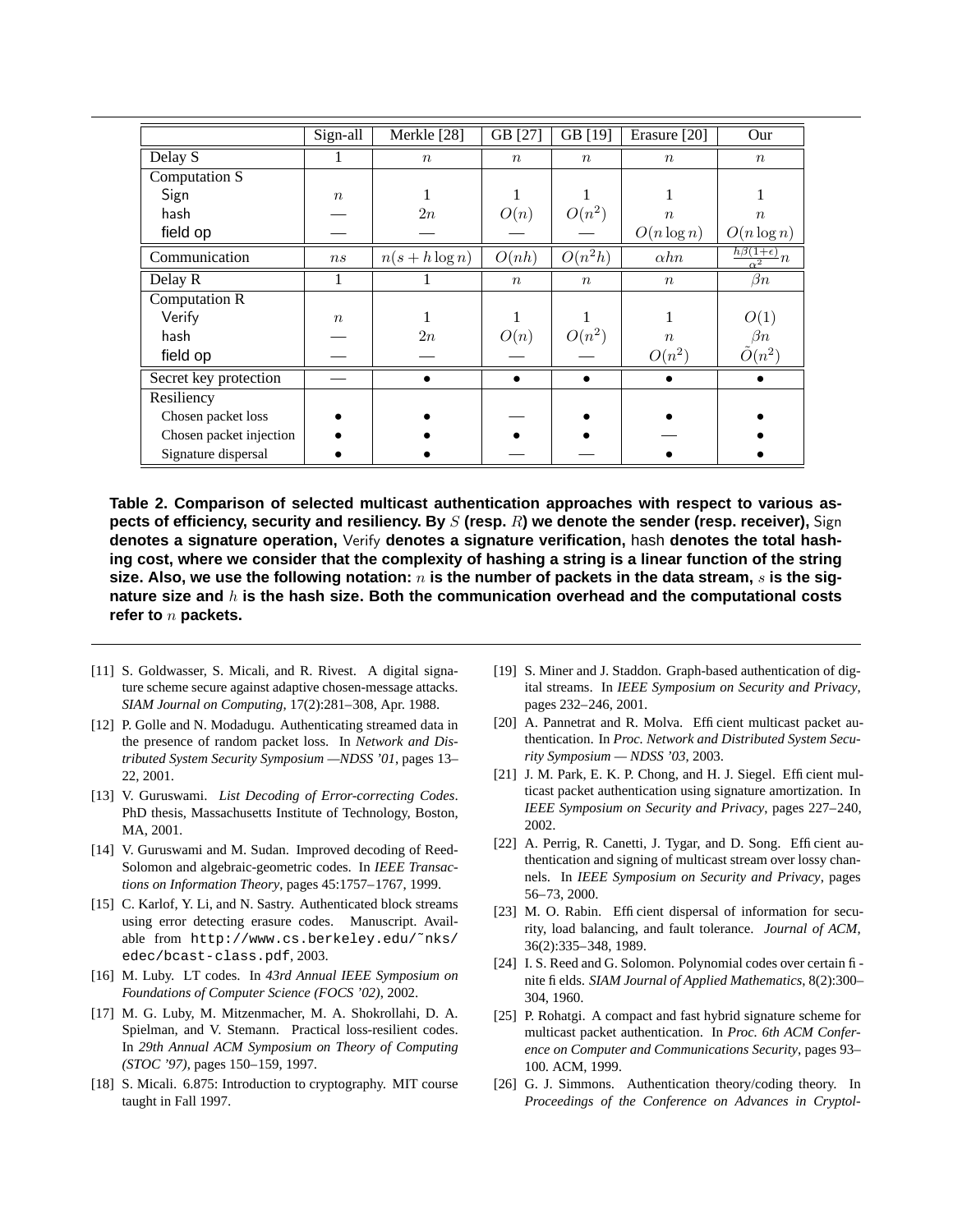| | Sign-all | Merkle [28] | GB [27] | GB [19] | Erasure [20] | Our |
|---|---|---|---|---|---|---|
| Delay S | 1 | $n$ | $n$ | $n$ | $n$ | $n$ |
| Computation S | | | | | | |
| Sign | $n$ | 1 | 1 | 1 | 1 | 1 |
| hash | — | $2n$ | $O(n)$ | $O(n^2)$ | $n$ | $n$ |
| field op | — | — | — | — | $O(n \log n)$ | $O(n \log n)$ |
| Communication | $ns$ | $n(s + h \log n)$ | $O(nh)$ | $O(n^2 h)$ | $\alpha hn$ | $\frac{h\beta(1+\epsilon)}{\alpha^2} n$ |
| Delay R | 1 | 1 | $n$ | $n$ | $n$ | $\beta n$ |
| Computation R | | | | | | |
| Verify | $n$ | 1 | 1 | 1 | 1 | $O(1)$ |
| hash | — | $2n$ | $O(n)$ | $O(n^2)$ | $n$ | $\beta n$ |
| field op | — | — | — | — | $O(n^2)$ | $\tilde{O}(n^2)$ |
| Secret key protection | — | • | • | • | • | • |
| Resiliency | | | | | | |
| Chosen packet loss | • | • | — | • | • | • |
| Chosen packet injection | • | • | • | • | — | • |
| Signature dispersal | • | • | — | — | • | • |

**Table 2. Comparison of selected multicast authentication approaches with respect to various aspects of efficiency, security and resiliency. By $S$ (resp. $R$) we denote the sender (resp. receiver),** Sign **denotes a signature operation,** Verify **denotes a signature verification,** hash **denotes the total hashing cost, where we consider that the complexity of hashing a string is a linear function of the string size. Also, we use the following notation: $n$ is the number of packets in the data stream, $s$ is the signature size and $h$ is the hash size. Both the communication overhead and the computational costs refer to $n$ packets.**

[11] S. Goldwasser, S. Micali, and R. Rivest. A digital signature scheme secure against adaptive chosen-message attacks. *SIAM Journal on Computing*, 17(2):281–308, Apr. 1988.

[12] P. Golle and N. Modadugu. Authenticating streamed data in the presence of random packet loss. In *Network and Distributed System Security Symposium —NDSS '01*, pages 13–22, 2001.

[13] V. Guruswami. *List Decoding of Error-correcting Codes*. PhD thesis, Massachusetts Institute of Technology, Boston, MA, 2001.

[14] V. Guruswami and M. Sudan. Improved decoding of Reed-Solomon and algebraic-geometric codes. In *IEEE Transactions on Information Theory*, pages 45:1757–1767, 1999.

[15] C. Karlof, Y. Li, and N. Sastry. Authenticated block streams using error detecting erasure codes. Manuscript. Available from `http://www.cs.berkeley.edu/~nks/edec/bcast-class.pdf`, 2003.

[16] M. Luby. LT codes. In *43rd Annual IEEE Symposium on Foundations of Computer Science (FOCS '02)*, 2002.

[17] M. G. Luby, M. Mitzenmacher, M. A. Shokrollahi, D. A. Spielman, and V. Stemann. Practical loss-resilient codes. In *29th Annual ACM Symposium on Theory of Computing (STOC '97)*, pages 150–159, 1997.

[18] S. Micali. 6.875: Introduction to cryptography. MIT course taught in Fall 1997.

[19] S. Miner and J. Staddon. Graph-based authentication of digital streams. In *IEEE Symposium on Security and Privacy*, pages 232–246, 2001.

[20] A. Pannetrat and R. Molva. Efficient multicast packet authentication. In *Proc. Network and Distributed System Security Symposium — NDSS '03*, 2003.

[21] J. M. Park, E. K. P. Chong, and H. J. Siegel. Efficient multicast packet authentication using signature amortization. In *IEEE Symposium on Security and Privacy*, pages 227–240, 2002.

[22] A. Perrig, R. Canetti, J. Tygar, and D. Song. Efficient authentication and signing of multicast stream over lossy channels. In *IEEE Symposium on Security and Privacy*, pages 56–73, 2000.

[23] M. O. Rabin. Efficient dispersal of information for security, load balancing, and fault tolerance. *Journal of ACM*, 36(2):335–348, 1989.

[24] I. S. Reed and G. Solomon. Polynomial codes over certain finite fields. *SIAM Journal of Applied Mathematics*, 8(2):300–304, 1960.

[25] P. Rohatgi. A compact and fast hybrid signature scheme for multicast packet authentication. In *Proc. 6th ACM Conference on Computer and Communications Security*, pages 93–100. ACM, 1999.

[26] G. J. Simmons. Authentication theory/coding theory. In *Proceedings of the Conference on Advances in Cryptol-*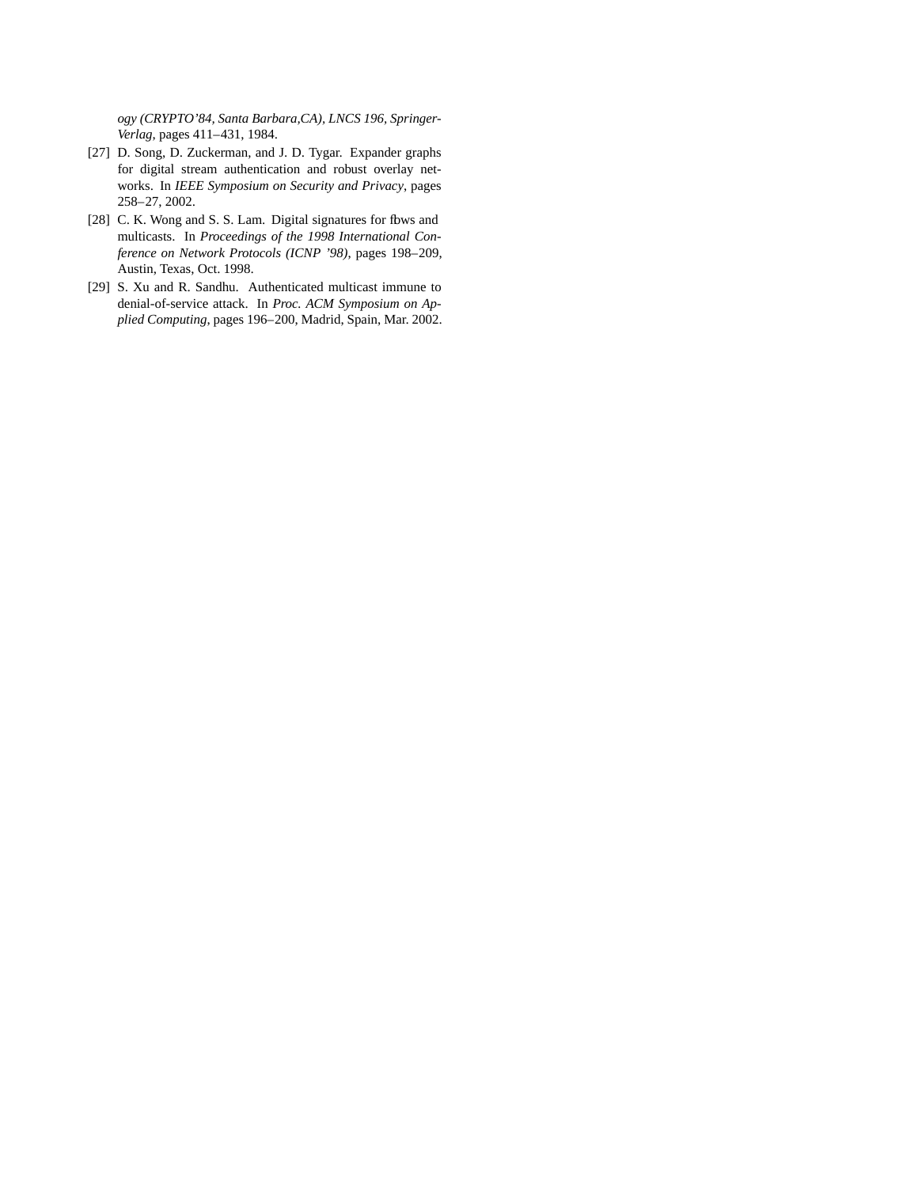*ogy (CRYPTO'84, Santa Barbara,CA), LNCS 196, Springer-Verlag*, pages 411–431, 1984.

[27] D. Song, D. Zuckerman, and J. D. Tygar. Expander graphs for digital stream authentication and robust overlay networks. In *IEEE Symposium on Security and Privacy*, pages 258–27, 2002.

[28] C. K. Wong and S. S. Lam. Digital signatures for flows and multicasts. In *Proceedings of the 1998 International Conference on Network Protocols (ICNP '98)*, pages 198–209, Austin, Texas, Oct. 1998.

[29] S. Xu and R. Sandhu. Authenticated multicast immune to denial-of-service attack. In *Proc. ACM Symposium on Applied Computing*, pages 196–200, Madrid, Spain, Mar. 2002.